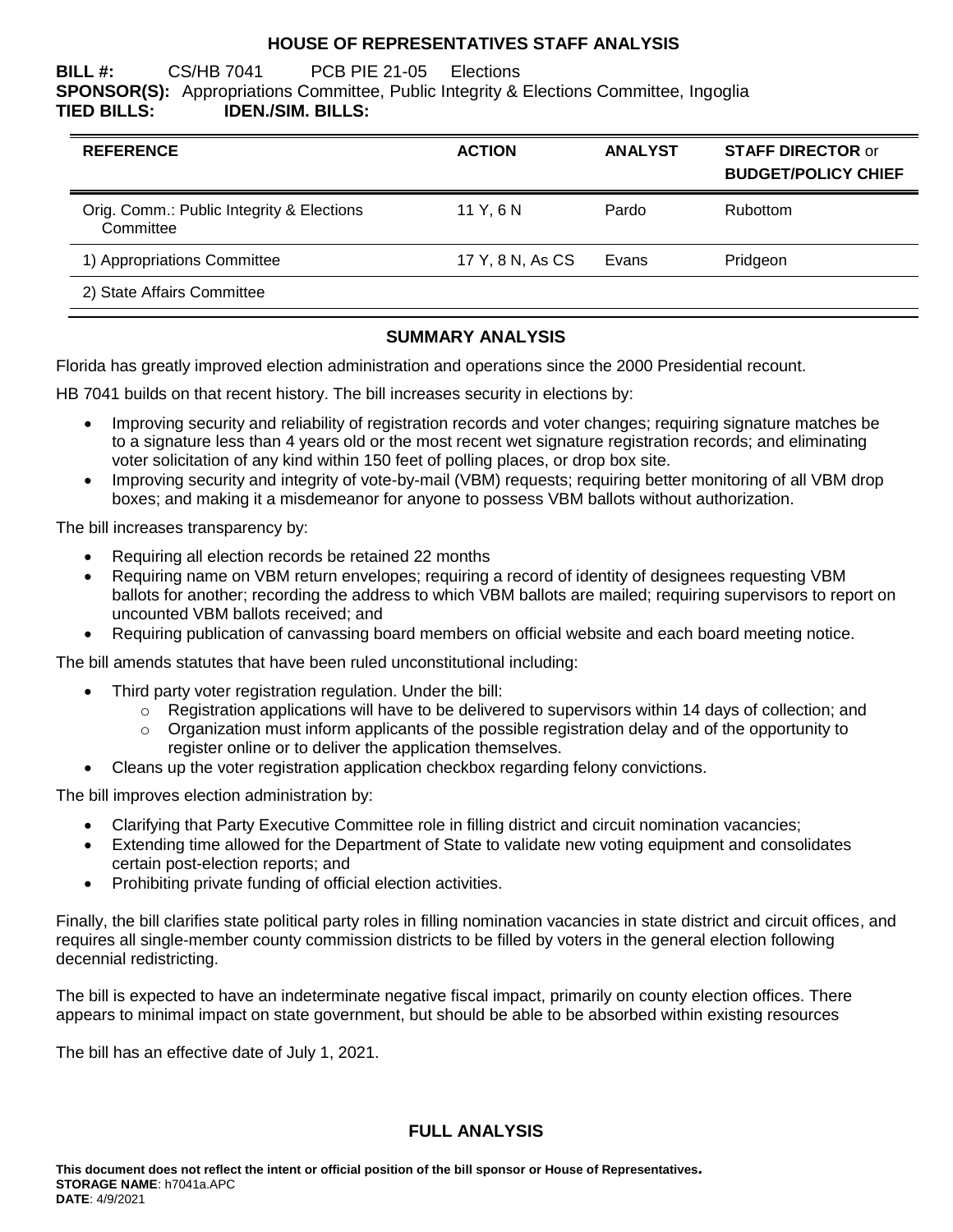# HOUSE OF REPRESENTATIVES STAFF ANALYSIS

**BILL #:** CS/HB 7041 PCB PIE 21-05 Elections
**SPONSOR(S):** Appropriations Committee, Public Integrity & Elections Committee, Ingoglia
**TIED BILLS:** **IDEN./SIM. BILLS:**

| REFERENCE | ACTION | ANALYST | STAFF DIRECTOR or BUDGET/POLICY CHIEF |
|---|---|---|---|
| Orig. Comm.: Public Integrity & Elections Committee | 11 Y, 6 N | Pardo | Rubottom |
| 1) Appropriations Committee | 17 Y, 8 N, As CS | Evans | Pridgeon |
| 2) State Affairs Committee | | | |

## SUMMARY ANALYSIS

Florida has greatly improved election administration and operations since the 2000 Presidential recount.

HB 7041 builds on that recent history. The bill increases security in elections by:

- Improving security and reliability of registration records and voter changes; requiring signature matches be to a signature less than 4 years old or the most recent wet signature registration records; and eliminating voter solicitation of any kind within 150 feet of polling places, or drop box site.
- Improving security and integrity of vote-by-mail (VBM) requests; requiring better monitoring of all VBM drop boxes; and making it a misdemeanor for anyone to possess VBM ballots without authorization.

The bill increases transparency by:

- Requiring all election records be retained 22 months
- Requiring name on VBM return envelopes; requiring a record of identity of designees requesting VBM ballots for another; recording the address to which VBM ballots are mailed; requiring supervisors to report on uncounted VBM ballots received; and
- Requiring publication of canvassing board members on official website and each board meeting notice.

The bill amends statutes that have been ruled unconstitutional including:

- Third party voter registration regulation. Under the bill:
  - Registration applications will have to be delivered to supervisors within 14 days of collection; and
  - Organization must inform applicants of the possible registration delay and of the opportunity to register online or to deliver the application themselves.
- Cleans up the voter registration application checkbox regarding felony convictions.

The bill improves election administration by:

- Clarifying that Party Executive Committee role in filling district and circuit nomination vacancies;
- Extending time allowed for the Department of State to validate new voting equipment and consolidates certain post-election reports; and
- Prohibiting private funding of official election activities.

Finally, the bill clarifies state political party roles in filling nomination vacancies in state district and circuit offices, and requires all single-member county commission districts to be filled by voters in the general election following decennial redistricting.

The bill is expected to have an indeterminate negative fiscal impact, primarily on county election offices. There appears to minimal impact on state government, but should be able to be absorbed within existing resources

The bill has an effective date of July 1, 2021.

## FULL ANALYSIS

**This document does not reflect the intent or official position of the bill sponsor or House of Representatives.**
**STORAGE NAME**: h7041a.APC
**DATE**: 4/9/2021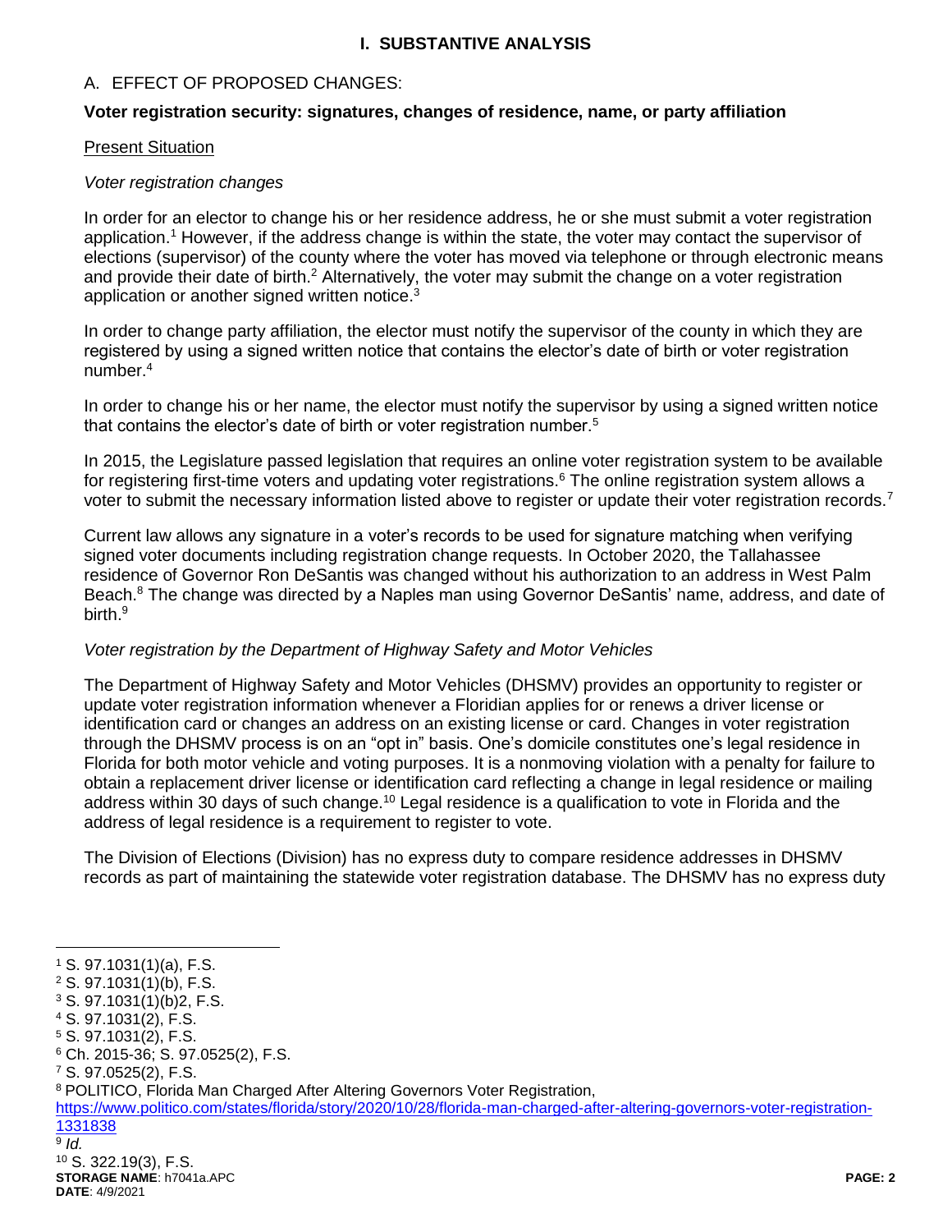## I. SUBSTANTIVE ANALYSIS

### A. EFFECT OF PROPOSED CHANGES:

**Voter registration security: signatures, changes of residence, name, or party affiliation**

Present Situation

*Voter registration changes*

In order for an elector to change his or her residence address, he or she must submit a voter registration application.[1] However, if the address change is within the state, the voter may contact the supervisor of elections (supervisor) of the county where the voter has moved via telephone or through electronic means and provide their date of birth.[2] Alternatively, the voter may submit the change on a voter registration application or another signed written notice.[3]

In order to change party affiliation, the elector must notify the supervisor of the county in which they are registered by using a signed written notice that contains the elector's date of birth or voter registration number.[4]

In order to change his or her name, the elector must notify the supervisor by using a signed written notice that contains the elector's date of birth or voter registration number.[5]

In 2015, the Legislature passed legislation that requires an online voter registration system to be available for registering first-time voters and updating voter registrations.[6] The online registration system allows a voter to submit the necessary information listed above to register or update their voter registration records.[7]

Current law allows any signature in a voter's records to be used for signature matching when verifying signed voter documents including registration change requests. In October 2020, the Tallahassee residence of Governor Ron DeSantis was changed without his authorization to an address in West Palm Beach.[8] The change was directed by a Naples man using Governor DeSantis' name, address, and date of birth.[9]

*Voter registration by the Department of Highway Safety and Motor Vehicles*

The Department of Highway Safety and Motor Vehicles (DHSMV) provides an opportunity to register or update voter registration information whenever a Floridian applies for or renews a driver license or identification card or changes an address on an existing license or card. Changes in voter registration through the DHSMV process is on an "opt in" basis. One's domicile constitutes one's legal residence in Florida for both motor vehicle and voting purposes. It is a nonmoving violation with a penalty for failure to obtain a replacement driver license or identification card reflecting a change in legal residence or mailing address within 30 days of such change.[10] Legal residence is a qualification to vote in Florida and the address of legal residence is a requirement to register to vote.

The Division of Elections (Division) has no express duty to compare residence addresses in DHSMV records as part of maintaining the statewide voter registration database. The DHSMV has no express duty

---

[1] S. 97.1031(1)(a), F.S.

[2] S. 97.1031(1)(b), F.S.

[3] S. 97.1031(1)(b)2, F.S.

[4] S. 97.1031(2), F.S.

[5] S. 97.1031(2), F.S.

[6] Ch. 2015-36; S. 97.0525(2), F.S.

[7] S. 97.0525(2), F.S.

[8] POLITICO, Florida Man Charged After Altering Governors Voter Registration, https://www.politico.com/states/florida/story/2020/10/28/florida-man-charged-after-altering-governors-voter-registration-1331838

[9] *Id.*

[10] S. 322.19(3), F.S.

**STORAGE NAME**: h7041a.APC
**DATE**: 4/9/2021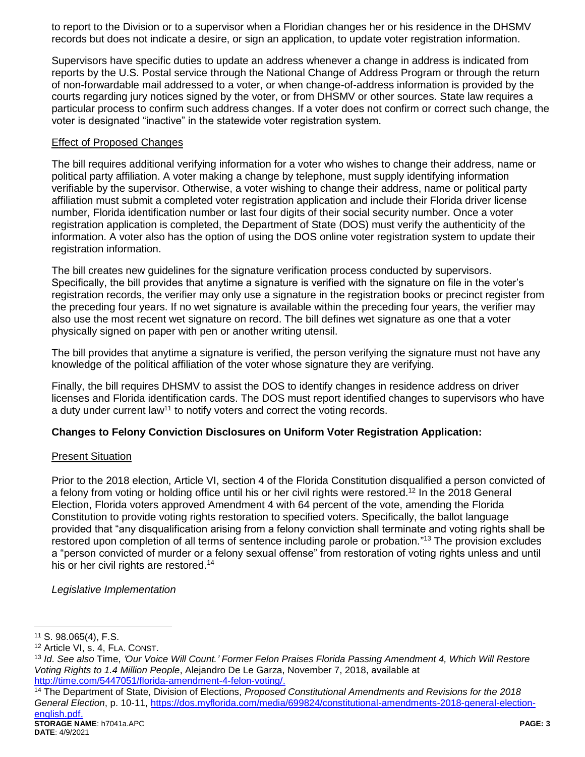to report to the Division or to a supervisor when a Floridian changes her or his residence in the DHSMV records but does not indicate a desire, or sign an application, to update voter registration information.

Supervisors have specific duties to update an address whenever a change in address is indicated from reports by the U.S. Postal service through the National Change of Address Program or through the return of non-forwardable mail addressed to a voter, or when change-of-address information is provided by the courts regarding jury notices signed by the voter, or from DHSMV or other sources. State law requires a particular process to confirm such address changes. If a voter does not confirm or correct such change, the voter is designated "inactive" in the statewide voter registration system.

Effect of Proposed Changes

The bill requires additional verifying information for a voter who wishes to change their address, name or political party affiliation. A voter making a change by telephone, must supply identifying information verifiable by the supervisor. Otherwise, a voter wishing to change their address, name or political party affiliation must submit a completed voter registration application and include their Florida driver license number, Florida identification number or last four digits of their social security number. Once a voter registration application is completed, the Department of State (DOS) must verify the authenticity of the information. A voter also has the option of using the DOS online voter registration system to update their registration information.

The bill creates new guidelines for the signature verification process conducted by supervisors. Specifically, the bill provides that anytime a signature is verified with the signature on file in the voter's registration records, the verifier may only use a signature in the registration books or precinct register from the preceding four years. If no wet signature is available within the preceding four years, the verifier may also use the most recent wet signature on record. The bill defines wet signature as one that a voter physically signed on paper with pen or another writing utensil.

The bill provides that anytime a signature is verified, the person verifying the signature must not have any knowledge of the political affiliation of the voter whose signature they are verifying.

Finally, the bill requires DHSMV to assist the DOS to identify changes in residence address on driver licenses and Florida identification cards. The DOS must report identified changes to supervisors who have a duty under current law[11] to notify voters and correct the voting records.

**Changes to Felony Conviction Disclosures on Uniform Voter Registration Application:**

Present Situation

Prior to the 2018 election, Article VI, section 4 of the Florida Constitution disqualified a person convicted of a felony from voting or holding office until his or her civil rights were restored.[12] In the 2018 General Election, Florida voters approved Amendment 4 with 64 percent of the vote, amending the Florida Constitution to provide voting rights restoration to specified voters. Specifically, the ballot language provided that "any disqualification arising from a felony conviction shall terminate and voting rights shall be restored upon completion of all terms of sentence including parole or probation."[13] The provision excludes a "person convicted of murder or a felony sexual offense" from restoration of voting rights unless and until his or her civil rights are restored.[14]

*Legislative Implementation*

---

[11] S. 98.065(4), F.S.

[12] Article VI, s. 4, FLA. CONST.

[13] *Id*. *See also* Time, *'Our Voice Will Count.' Former Felon Praises Florida Passing Amendment 4, Which Will Restore Voting Rights to 1.4 Million People*, Alejandro De Le Garza, November 7, 2018, available at http://time.com/5447051/florida-amendment-4-felon-voting/.

[14] The Department of State, Division of Elections, *Proposed Constitutional Amendments and Revisions for the 2018 General Election*, p. 10-11, https://dos.myflorida.com/media/699824/constitutional-amendments-2018-general-election-english.pdf.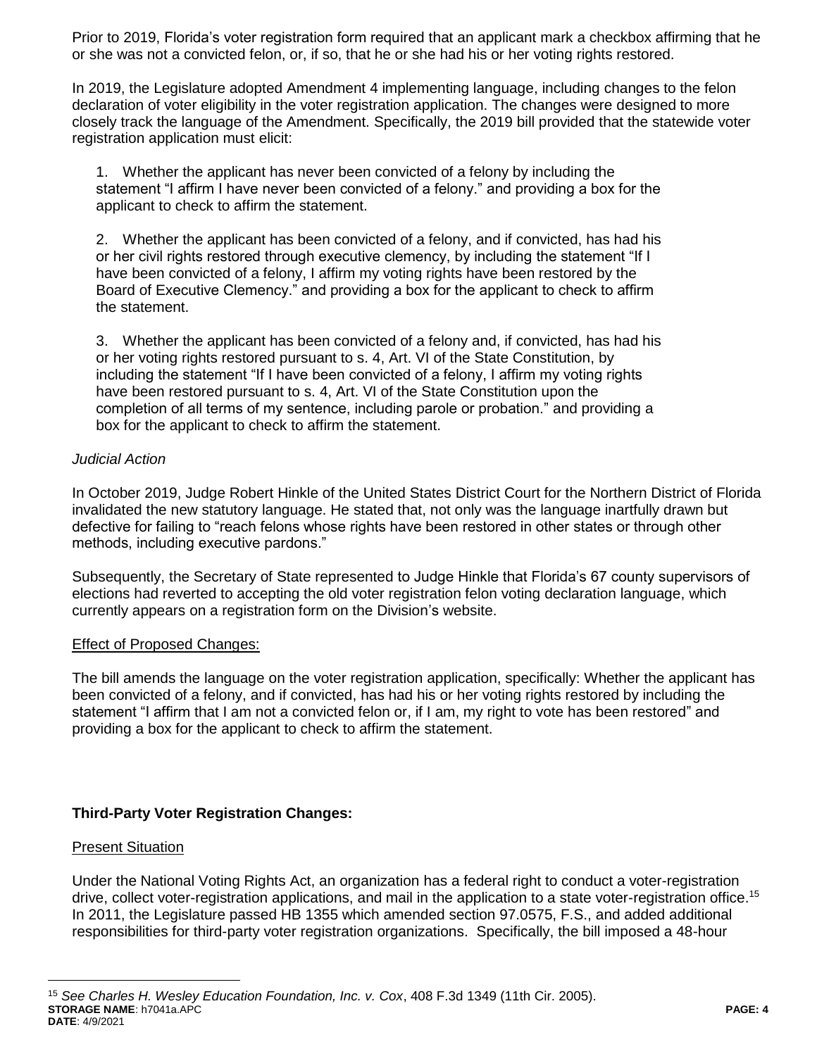Prior to 2019, Florida's voter registration form required that an applicant mark a checkbox affirming that he or she was not a convicted felon, or, if so, that he or she had his or her voting rights restored.

In 2019, the Legislature adopted Amendment 4 implementing language, including changes to the felon declaration of voter eligibility in the voter registration application. The changes were designed to more closely track the language of the Amendment. Specifically, the 2019 bill provided that the statewide voter registration application must elicit:

> 1. Whether the applicant has never been convicted of a felony by including the statement "I affirm I have never been convicted of a felony." and providing a box for the applicant to check to affirm the statement.
>
> 2. Whether the applicant has been convicted of a felony, and if convicted, has had his or her civil rights restored through executive clemency, by including the statement "If I have been convicted of a felony, I affirm my voting rights have been restored by the Board of Executive Clemency." and providing a box for the applicant to check to affirm the statement.
>
> 3. Whether the applicant has been convicted of a felony and, if convicted, has had his or her voting rights restored pursuant to s. 4, Art. VI of the State Constitution, by including the statement "If I have been convicted of a felony, I affirm my voting rights have been restored pursuant to s. 4, Art. VI of the State Constitution upon the completion of all terms of my sentence, including parole or probation." and providing a box for the applicant to check to affirm the statement.

*Judicial Action*

In October 2019, Judge Robert Hinkle of the United States District Court for the Northern District of Florida invalidated the new statutory language. He stated that, not only was the language inartfully drawn but defective for failing to "reach felons whose rights have been restored in other states or through other methods, including executive pardons."

Subsequently, the Secretary of State represented to Judge Hinkle that Florida's 67 county supervisors of elections had reverted to accepting the old voter registration felon voting declaration language, which currently appears on a registration form on the Division's website.

Effect of Proposed Changes:

The bill amends the language on the voter registration application, specifically: Whether the applicant has been convicted of a felony, and if convicted, has had his or her voting rights restored by including the statement "I affirm that I am not a convicted felon or, if I am, my right to vote has been restored" and providing a box for the applicant to check to affirm the statement.

**Third-Party Voter Registration Changes:**

Present Situation

Under the National Voting Rights Act, an organization has a federal right to conduct a voter-registration drive, collect voter-registration applications, and mail in the application to a state voter-registration office.[15] In 2011, the Legislature passed HB 1355 which amended section 97.0575, F.S., and added additional responsibilities for third-party voter registration organizations. Specifically, the bill imposed a 48-hour

[15] *See Charles H. Wesley Education Foundation, Inc. v. Cox*, 408 F.3d 1349 (11th Cir. 2005).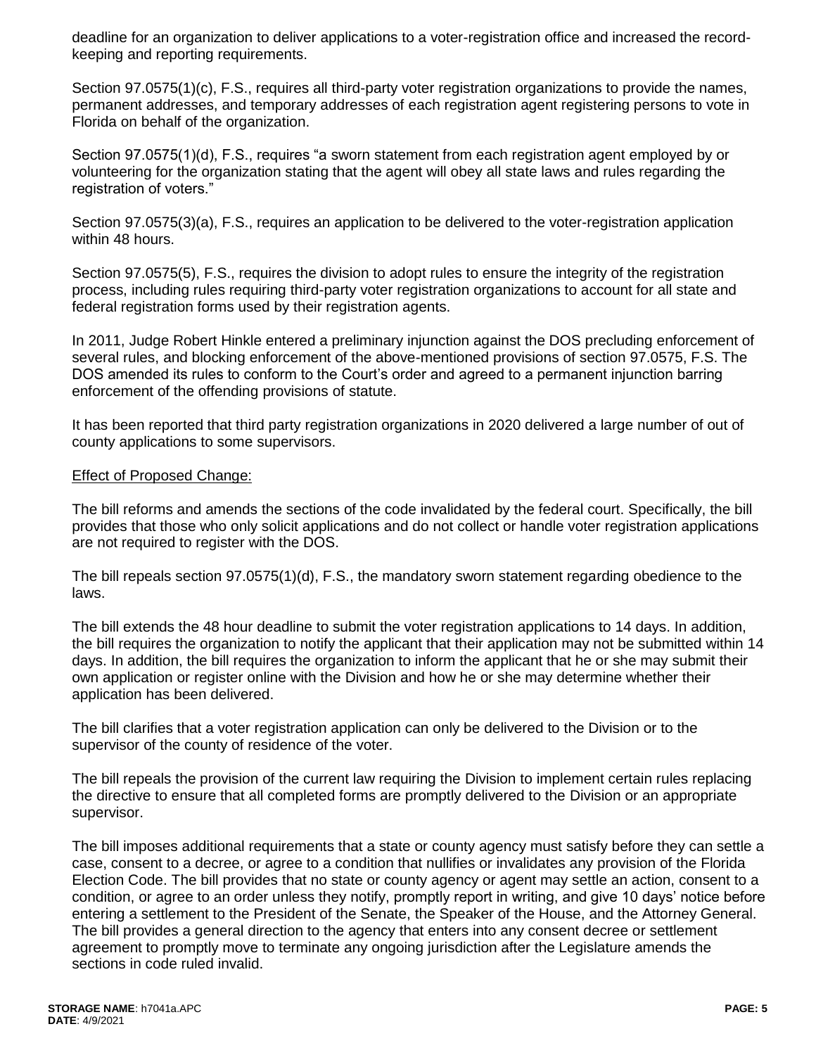deadline for an organization to deliver applications to a voter-registration office and increased the record-keeping and reporting requirements.

Section 97.0575(1)(c), F.S., requires all third-party voter registration organizations to provide the names, permanent addresses, and temporary addresses of each registration agent registering persons to vote in Florida on behalf of the organization.

Section 97.0575(1)(d), F.S., requires "a sworn statement from each registration agent employed by or volunteering for the organization stating that the agent will obey all state laws and rules regarding the registration of voters."

Section 97.0575(3)(a), F.S., requires an application to be delivered to the voter-registration application within 48 hours.

Section 97.0575(5), F.S., requires the division to adopt rules to ensure the integrity of the registration process, including rules requiring third-party voter registration organizations to account for all state and federal registration forms used by their registration agents.

In 2011, Judge Robert Hinkle entered a preliminary injunction against the DOS precluding enforcement of several rules, and blocking enforcement of the above-mentioned provisions of section 97.0575, F.S. The DOS amended its rules to conform to the Court's order and agreed to a permanent injunction barring enforcement of the offending provisions of statute.

It has been reported that third party registration organizations in 2020 delivered a large number of out of county applications to some supervisors.

Effect of Proposed Change:

The bill reforms and amends the sections of the code invalidated by the federal court. Specifically, the bill provides that those who only solicit applications and do not collect or handle voter registration applications are not required to register with the DOS.

The bill repeals section 97.0575(1)(d), F.S., the mandatory sworn statement regarding obedience to the laws.

The bill extends the 48 hour deadline to submit the voter registration applications to 14 days. In addition, the bill requires the organization to notify the applicant that their application may not be submitted within 14 days. In addition, the bill requires the organization to inform the applicant that he or she may submit their own application or register online with the Division and how he or she may determine whether their application has been delivered.

The bill clarifies that a voter registration application can only be delivered to the Division or to the supervisor of the county of residence of the voter.

The bill repeals the provision of the current law requiring the Division to implement certain rules replacing the directive to ensure that all completed forms are promptly delivered to the Division or an appropriate supervisor.

The bill imposes additional requirements that a state or county agency must satisfy before they can settle a case, consent to a decree, or agree to a condition that nullifies or invalidates any provision of the Florida Election Code. The bill provides that no state or county agency or agent may settle an action, consent to a condition, or agree to an order unless they notify, promptly report in writing, and give 10 days' notice before entering a settlement to the President of the Senate, the Speaker of the House, and the Attorney General. The bill provides a general direction to the agency that enters into any consent decree or settlement agreement to promptly move to terminate any ongoing jurisdiction after the Legislature amends the sections in code ruled invalid.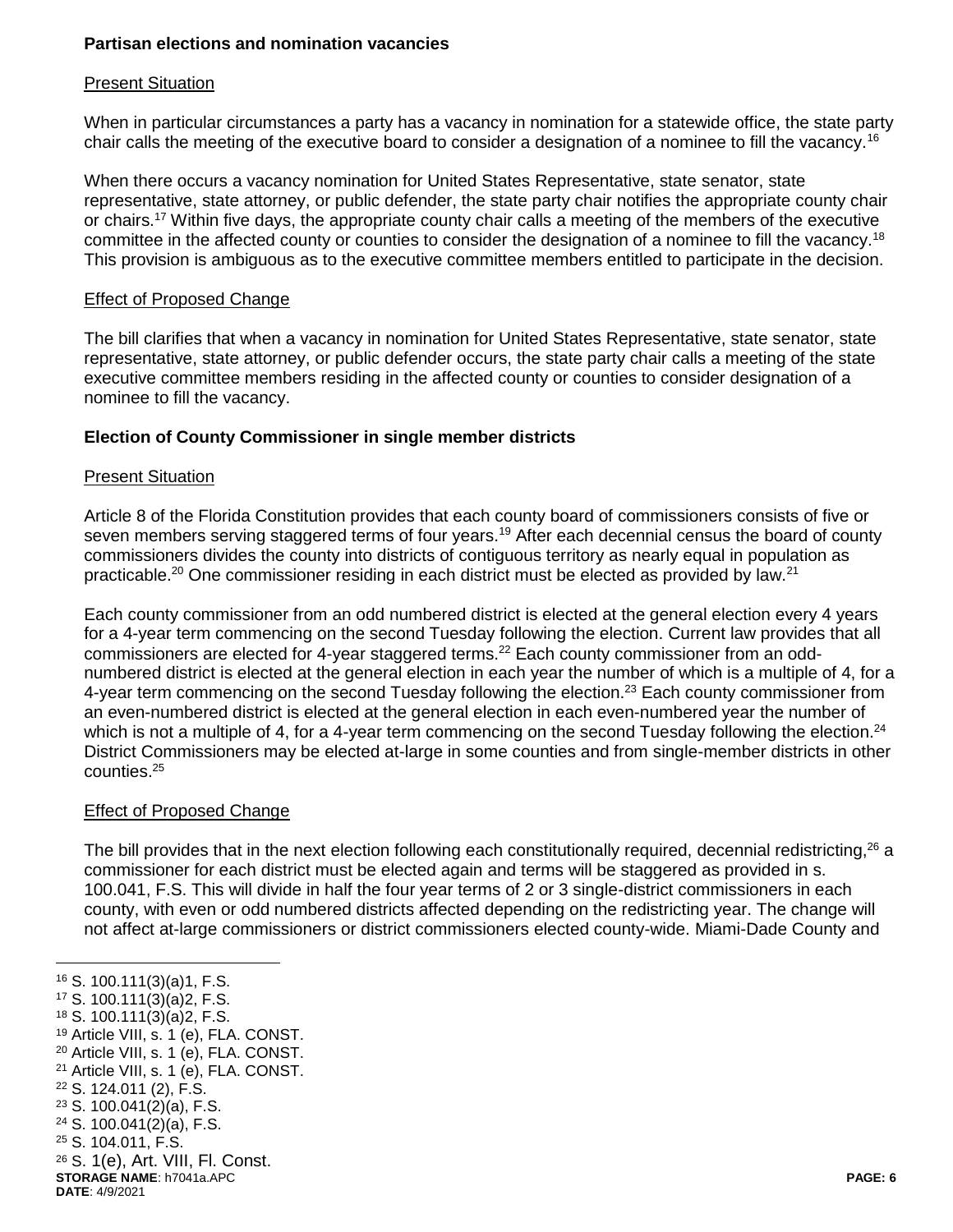**Partisan elections and nomination vacancies**

Present Situation

When in particular circumstances a party has a vacancy in nomination for a statewide office, the state party chair calls the meeting of the executive board to consider a designation of a nominee to fill the vacancy.[16]

When there occurs a vacancy nomination for United States Representative, state senator, state representative, state attorney, or public defender, the state party chair notifies the appropriate county chair or chairs.[17] Within five days, the appropriate county chair calls a meeting of the members of the executive committee in the affected county or counties to consider the designation of a nominee to fill the vacancy.[18] This provision is ambiguous as to the executive committee members entitled to participate in the decision.

Effect of Proposed Change

The bill clarifies that when a vacancy in nomination for United States Representative, state senator, state representative, state attorney, or public defender occurs, the state party chair calls a meeting of the state executive committee members residing in the affected county or counties to consider designation of a nominee to fill the vacancy.

**Election of County Commissioner in single member districts**

Present Situation

Article 8 of the Florida Constitution provides that each county board of commissioners consists of five or seven members serving staggered terms of four years.[19] After each decennial census the board of county commissioners divides the county into districts of contiguous territory as nearly equal in population as practicable.[20] One commissioner residing in each district must be elected as provided by law.[21]

Each county commissioner from an odd numbered district is elected at the general election every 4 years for a 4-year term commencing on the second Tuesday following the election. Current law provides that all commissioners are elected for 4-year staggered terms.[22] Each county commissioner from an odd-numbered district is elected at the general election in each year the number of which is a multiple of 4, for a 4-year term commencing on the second Tuesday following the election.[23] Each county commissioner from an even-numbered district is elected at the general election in each even-numbered year the number of which is not a multiple of 4, for a 4-year term commencing on the second Tuesday following the election.[24] District Commissioners may be elected at-large in some counties and from single-member districts in other counties.[25]

Effect of Proposed Change

The bill provides that in the next election following each constitutionally required, decennial redistricting,[26] a commissioner for each district must be elected again and terms will be staggered as provided in s. 100.041, F.S. This will divide in half the four year terms of 2 or 3 single-district commissioners in each county, with even or odd numbered districts affected depending on the redistricting year. The change will not affect at-large commissioners or district commissioners elected county-wide. Miami-Dade County and

---

[16] S. 100.111(3)(a)1, F.S.
[17] S. 100.111(3)(a)2, F.S.
[18] S. 100.111(3)(a)2, F.S.
[19] Article VIII, s. 1 (e), FLA. CONST.
[20] Article VIII, s. 1 (e), FLA. CONST.
[21] Article VIII, s. 1 (e), FLA. CONST.
[22] S. 124.011 (2), F.S.
[23] S. 100.041(2)(a), F.S.
[24] S. 100.041(2)(a), F.S.
[25] S. 104.011, F.S.
[26] S. 1(e), Art. VIII, Fl. Const.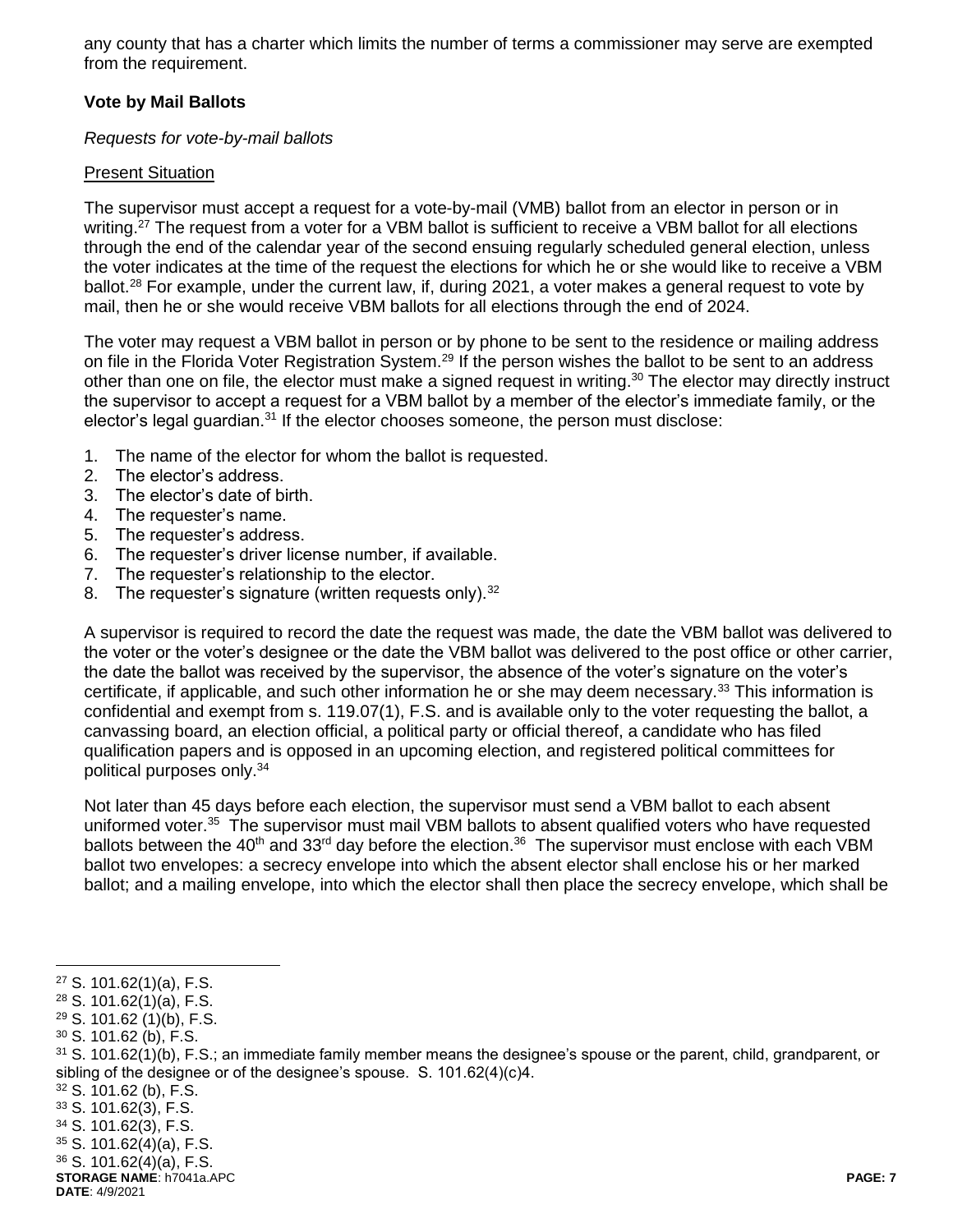any county that has a charter which limits the number of terms a commissioner may serve are exempted from the requirement.

**Vote by Mail Ballots**

*Requests for vote-by-mail ballots*

Present Situation

The supervisor must accept a request for a vote-by-mail (VMB) ballot from an elector in person or in writing.[27] The request from a voter for a VBM ballot is sufficient to receive a VBM ballot for all elections through the end of the calendar year of the second ensuing regularly scheduled general election, unless the voter indicates at the time of the request the elections for which he or she would like to receive a VBM ballot.[28] For example, under the current law, if, during 2021, a voter makes a general request to vote by mail, then he or she would receive VBM ballots for all elections through the end of 2024.

The voter may request a VBM ballot in person or by phone to be sent to the residence or mailing address on file in the Florida Voter Registration System.[29] If the person wishes the ballot to be sent to an address other than one on file, the elector must make a signed request in writing.[30] The elector may directly instruct the supervisor to accept a request for a VBM ballot by a member of the elector's immediate family, or the elector's legal guardian.[31] If the elector chooses someone, the person must disclose:

1. The name of the elector for whom the ballot is requested.
2. The elector's address.
3. The elector's date of birth.
4. The requester's name.
5. The requester's address.
6. The requester's driver license number, if available.
7. The requester's relationship to the elector.
8. The requester's signature (written requests only).[32]

A supervisor is required to record the date the request was made, the date the VBM ballot was delivered to the voter or the voter's designee or the date the VBM ballot was delivered to the post office or other carrier, the date the ballot was received by the supervisor, the absence of the voter's signature on the voter's certificate, if applicable, and such other information he or she may deem necessary.[33] This information is confidential and exempt from s. 119.07(1), F.S. and is available only to the voter requesting the ballot, a canvassing board, an election official, a political party or official thereof, a candidate who has filed qualification papers and is opposed in an upcoming election, and registered political committees for political purposes only.[34]

Not later than 45 days before each election, the supervisor must send a VBM ballot to each absent uniformed voter.[35] The supervisor must mail VBM ballots to absent qualified voters who have requested ballots between the 40th and 33rd day before the election.[36] The supervisor must enclose with each VBM ballot two envelopes: a secrecy envelope into which the absent elector shall enclose his or her marked ballot; and a mailing envelope, into which the elector shall then place the secrecy envelope, which shall be

---

[27] S. 101.62(1)(a), F.S.
[28] S. 101.62(1)(a), F.S.
[29] S. 101.62 (1)(b), F.S.
[30] S. 101.62 (b), F.S.
[31] S. 101.62(1)(b), F.S.; an immediate family member means the designee's spouse or the parent, child, grandparent, or sibling of the designee or of the designee's spouse. S. 101.62(4)(c)4.
[32] S. 101.62 (b), F.S.
[33] S. 101.62(3), F.S.
[34] S. 101.62(3), F.S.
[35] S. 101.62(4)(a), F.S.
[36] S. 101.62(4)(a), F.S.

**STORAGE NAME**: h7041a.APC
**DATE**: 4/9/2021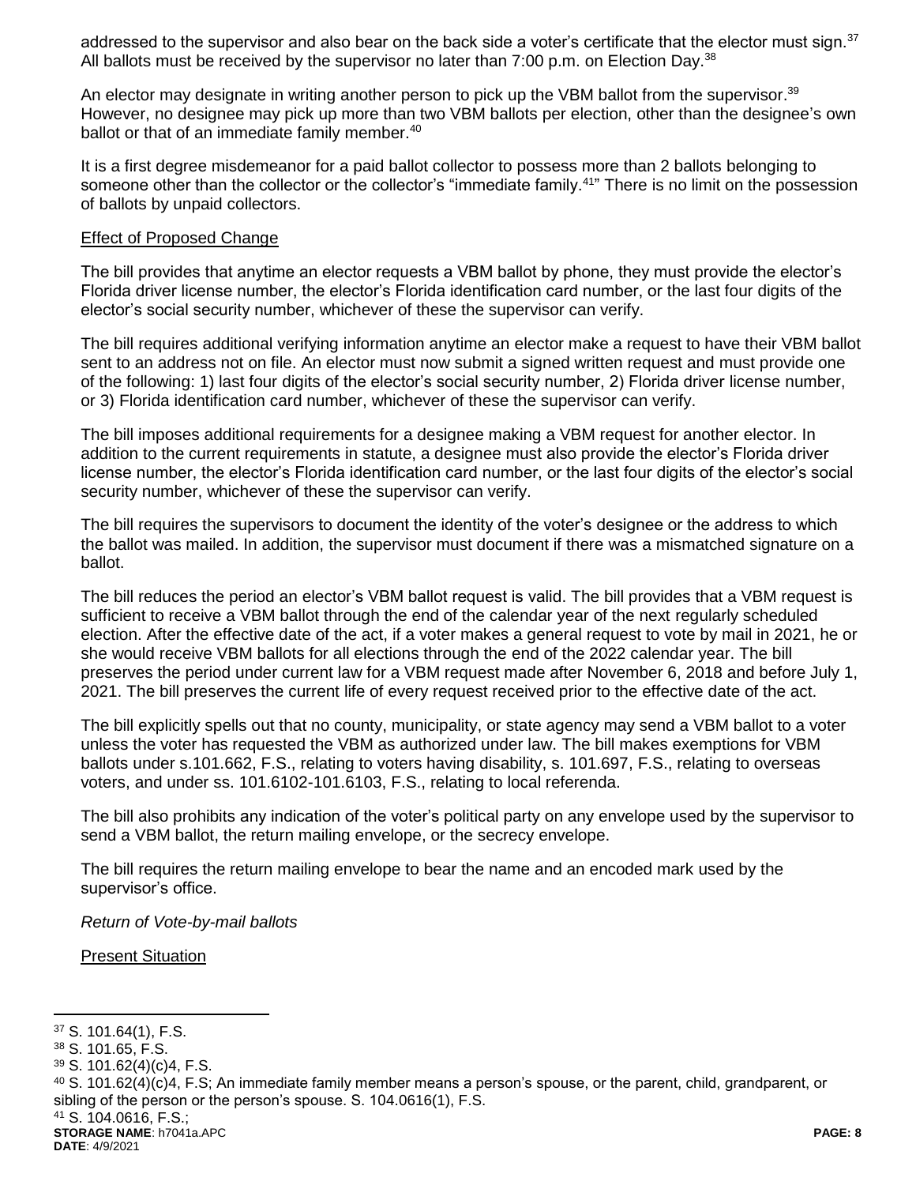addressed to the supervisor and also bear on the back side a voter's certificate that the elector must sign.[37] All ballots must be received by the supervisor no later than 7:00 p.m. on Election Day.[38]

An elector may designate in writing another person to pick up the VBM ballot from the supervisor.[39] However, no designee may pick up more than two VBM ballots per election, other than the designee's own ballot or that of an immediate family member.[40]

It is a first degree misdemeanor for a paid ballot collector to possess more than 2 ballots belonging to someone other than the collector or the collector's "immediate family.[41]" There is no limit on the possession of ballots by unpaid collectors.

Effect of Proposed Change

The bill provides that anytime an elector requests a VBM ballot by phone, they must provide the elector's Florida driver license number, the elector's Florida identification card number, or the last four digits of the elector's social security number, whichever of these the supervisor can verify.

The bill requires additional verifying information anytime an elector make a request to have their VBM ballot sent to an address not on file. An elector must now submit a signed written request and must provide one of the following: 1) last four digits of the elector's social security number, 2) Florida driver license number, or 3) Florida identification card number, whichever of these the supervisor can verify.

The bill imposes additional requirements for a designee making a VBM request for another elector. In addition to the current requirements in statute, a designee must also provide the elector's Florida driver license number, the elector's Florida identification card number, or the last four digits of the elector's social security number, whichever of these the supervisor can verify.

The bill requires the supervisors to document the identity of the voter's designee or the address to which the ballot was mailed. In addition, the supervisor must document if there was a mismatched signature on a ballot.

The bill reduces the period an elector's VBM ballot request is valid. The bill provides that a VBM request is sufficient to receive a VBM ballot through the end of the calendar year of the next regularly scheduled election. After the effective date of the act, if a voter makes a general request to vote by mail in 2021, he or she would receive VBM ballots for all elections through the end of the 2022 calendar year. The bill preserves the period under current law for a VBM request made after November 6, 2018 and before July 1, 2021. The bill preserves the current life of every request received prior to the effective date of the act.

The bill explicitly spells out that no county, municipality, or state agency may send a VBM ballot to a voter unless the voter has requested the VBM as authorized under law. The bill makes exemptions for VBM ballots under s.101.662, F.S., relating to voters having disability, s. 101.697, F.S., relating to overseas voters, and under ss. 101.6102-101.6103, F.S., relating to local referenda.

The bill also prohibits any indication of the voter's political party on any envelope used by the supervisor to send a VBM ballot, the return mailing envelope, or the secrecy envelope.

The bill requires the return mailing envelope to bear the name and an encoded mark used by the supervisor's office.

*Return of Vote-by-mail ballots*

Present Situation

---

[37] S. 101.64(1), F.S.

[38] S. 101.65, F.S.

[39] S. 101.62(4)(c)4, F.S.

[40] S. 101.62(4)(c)4, F.S; An immediate family member means a person's spouse, or the parent, child, grandparent, or sibling of the person or the person's spouse. S. 104.0616(1), F.S.

[41] S. 104.0616, F.S.;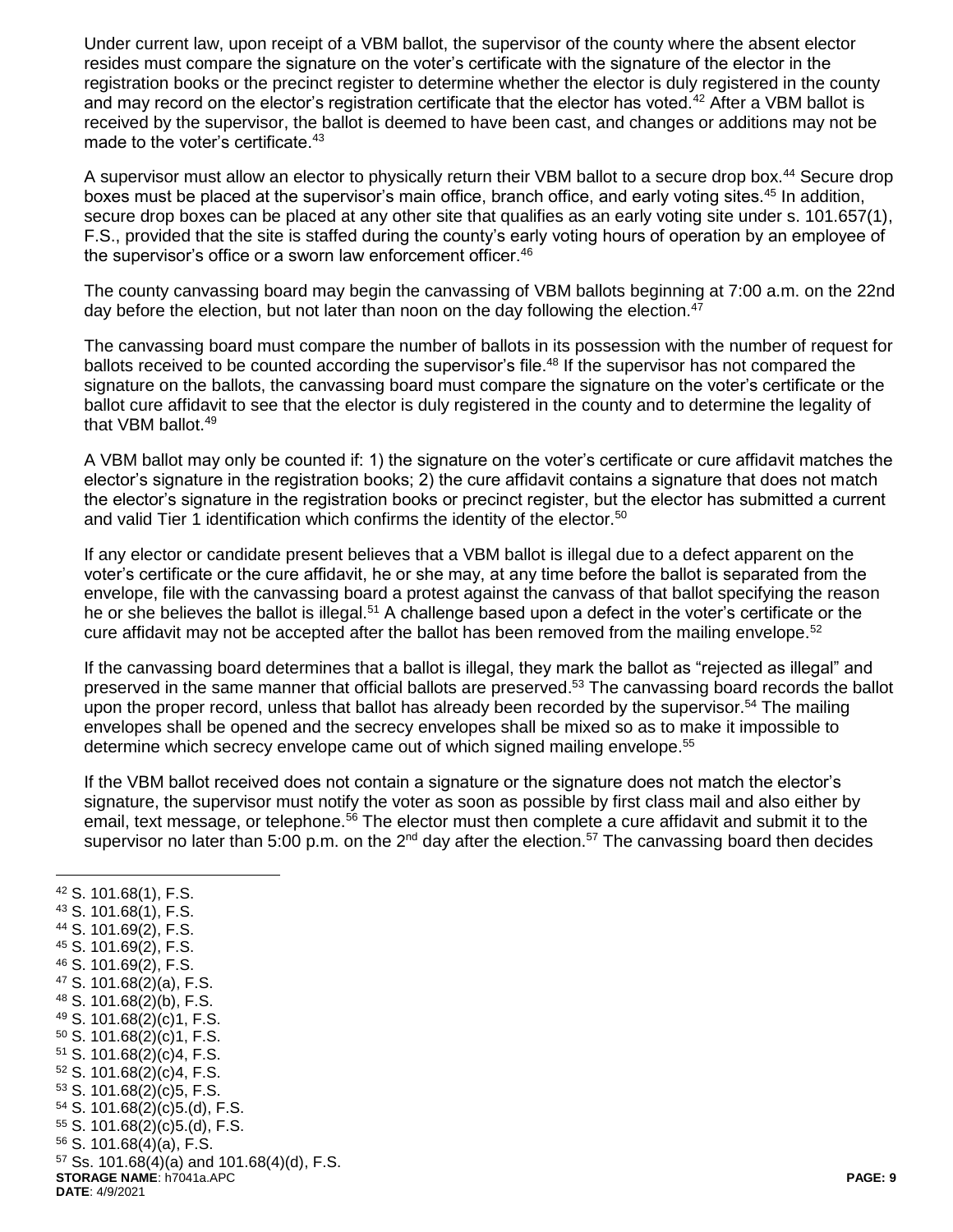Under current law, upon receipt of a VBM ballot, the supervisor of the county where the absent elector resides must compare the signature on the voter's certificate with the signature of the elector in the registration books or the precinct register to determine whether the elector is duly registered in the county and may record on the elector's registration certificate that the elector has voted.[42] After a VBM ballot is received by the supervisor, the ballot is deemed to have been cast, and changes or additions may not be made to the voter's certificate.[43]

A supervisor must allow an elector to physically return their VBM ballot to a secure drop box.[44] Secure drop boxes must be placed at the supervisor's main office, branch office, and early voting sites.[45] In addition, secure drop boxes can be placed at any other site that qualifies as an early voting site under s. 101.657(1), F.S., provided that the site is staffed during the county's early voting hours of operation by an employee of the supervisor's office or a sworn law enforcement officer.[46]

The county canvassing board may begin the canvassing of VBM ballots beginning at 7:00 a.m. on the 22nd day before the election, but not later than noon on the day following the election.[47]

The canvassing board must compare the number of ballots in its possession with the number of request for ballots received to be counted according the supervisor's file.[48] If the supervisor has not compared the signature on the ballots, the canvassing board must compare the signature on the voter's certificate or the ballot cure affidavit to see that the elector is duly registered in the county and to determine the legality of that VBM ballot.[49]

A VBM ballot may only be counted if: 1) the signature on the voter's certificate or cure affidavit matches the elector's signature in the registration books; 2) the cure affidavit contains a signature that does not match the elector's signature in the registration books or precinct register, but the elector has submitted a current and valid Tier 1 identification which confirms the identity of the elector.[50]

If any elector or candidate present believes that a VBM ballot is illegal due to a defect apparent on the voter's certificate or the cure affidavit, he or she may, at any time before the ballot is separated from the envelope, file with the canvassing board a protest against the canvass of that ballot specifying the reason he or she believes the ballot is illegal.[51] A challenge based upon a defect in the voter's certificate or the cure affidavit may not be accepted after the ballot has been removed from the mailing envelope.[52]

If the canvassing board determines that a ballot is illegal, they mark the ballot as "rejected as illegal" and preserved in the same manner that official ballots are preserved.[53] The canvassing board records the ballot upon the proper record, unless that ballot has already been recorded by the supervisor.[54] The mailing envelopes shall be opened and the secrecy envelopes shall be mixed so as to make it impossible to determine which secrecy envelope came out of which signed mailing envelope.[55]

If the VBM ballot received does not contain a signature or the signature does not match the elector's signature, the supervisor must notify the voter as soon as possible by first class mail and also either by email, text message, or telephone.[56] The elector must then complete a cure affidavit and submit it to the supervisor no later than 5:00 p.m. on the 2nd day after the election.[57] The canvassing board then decides

---

[42] S. 101.68(1), F.S.
[43] S. 101.68(1), F.S.
[44] S. 101.69(2), F.S.
[45] S. 101.69(2), F.S.
[46] S. 101.69(2), F.S.
[47] S. 101.68(2)(a), F.S.
[48] S. 101.68(2)(b), F.S.
[49] S. 101.68(2)(c)1, F.S.
[50] S. 101.68(2)(c)1, F.S.
[51] S. 101.68(2)(c)4, F.S.
[52] S. 101.68(2)(c)4, F.S.
[53] S. 101.68(2)(c)5, F.S.
[54] S. 101.68(2)(c)5.(d), F.S.
[55] S. 101.68(2)(c)5.(d), F.S.
[56] S. 101.68(4)(a), F.S.
[57] Ss. 101.68(4)(a) and 101.68(4)(d), F.S.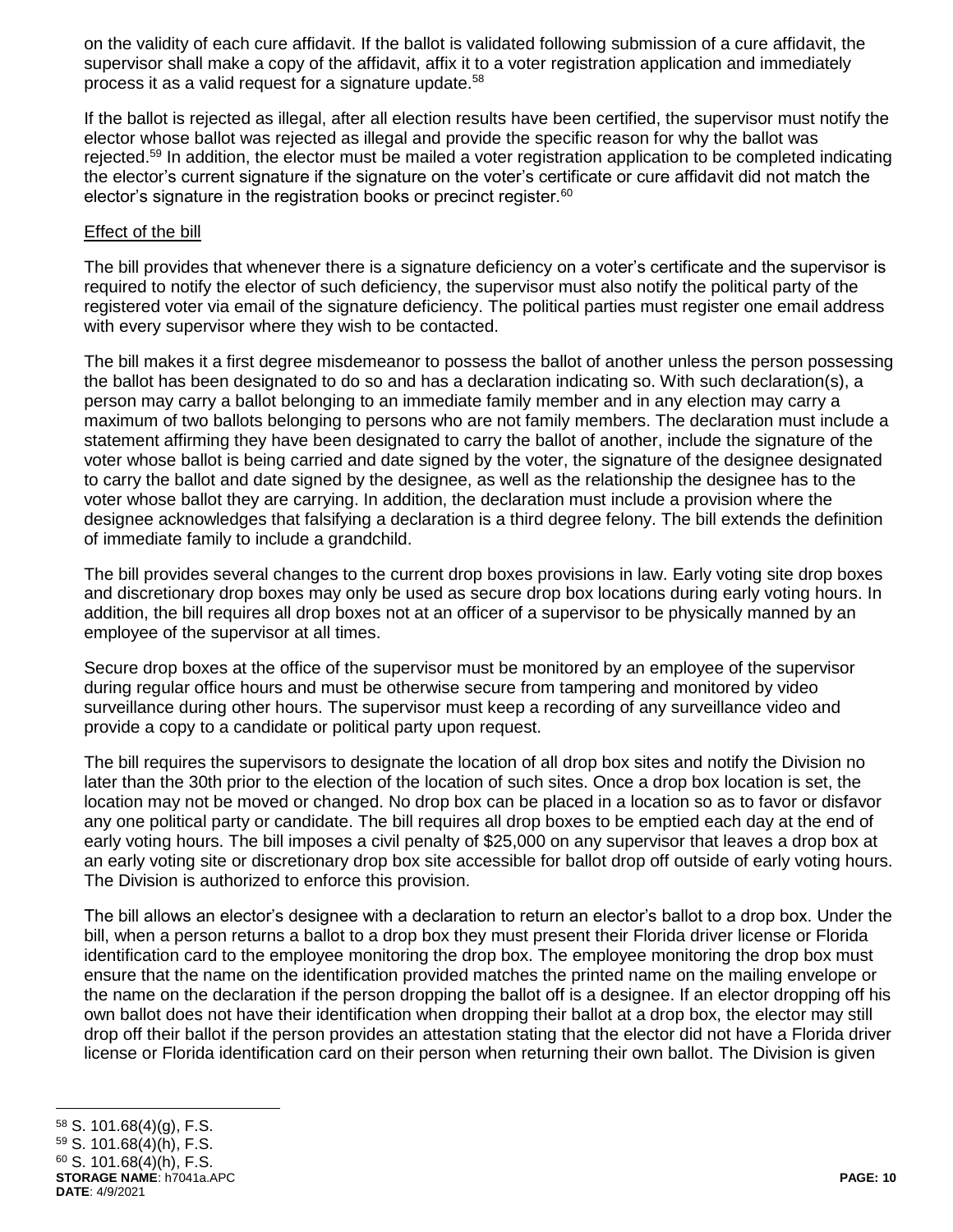on the validity of each cure affidavit. If the ballot is validated following submission of a cure affidavit, the supervisor shall make a copy of the affidavit, affix it to a voter registration application and immediately process it as a valid request for a signature update.[58]

If the ballot is rejected as illegal, after all election results have been certified, the supervisor must notify the elector whose ballot was rejected as illegal and provide the specific reason for why the ballot was rejected.[59] In addition, the elector must be mailed a voter registration application to be completed indicating the elector's current signature if the signature on the voter's certificate or cure affidavit did not match the elector's signature in the registration books or precinct register.[60]

Effect of the bill

The bill provides that whenever there is a signature deficiency on a voter's certificate and the supervisor is required to notify the elector of such deficiency, the supervisor must also notify the political party of the registered voter via email of the signature deficiency. The political parties must register one email address with every supervisor where they wish to be contacted.

The bill makes it a first degree misdemeanor to possess the ballot of another unless the person possessing the ballot has been designated to do so and has a declaration indicating so. With such declaration(s), a person may carry a ballot belonging to an immediate family member and in any election may carry a maximum of two ballots belonging to persons who are not family members. The declaration must include a statement affirming they have been designated to carry the ballot of another, include the signature of the voter whose ballot is being carried and date signed by the voter, the signature of the designee designated to carry the ballot and date signed by the designee, as well as the relationship the designee has to the voter whose ballot they are carrying. In addition, the declaration must include a provision where the designee acknowledges that falsifying a declaration is a third degree felony. The bill extends the definition of immediate family to include a grandchild.

The bill provides several changes to the current drop boxes provisions in law. Early voting site drop boxes and discretionary drop boxes may only be used as secure drop box locations during early voting hours. In addition, the bill requires all drop boxes not at an officer of a supervisor to be physically manned by an employee of the supervisor at all times.

Secure drop boxes at the office of the supervisor must be monitored by an employee of the supervisor during regular office hours and must be otherwise secure from tampering and monitored by video surveillance during other hours. The supervisor must keep a recording of any surveillance video and provide a copy to a candidate or political party upon request.

The bill requires the supervisors to designate the location of all drop box sites and notify the Division no later than the 30th prior to the election of the location of such sites. Once a drop box location is set, the location may not be moved or changed. No drop box can be placed in a location so as to favor or disfavor any one political party or candidate. The bill requires all drop boxes to be emptied each day at the end of early voting hours. The bill imposes a civil penalty of $25,000 on any supervisor that leaves a drop box at an early voting site or discretionary drop box site accessible for ballot drop off outside of early voting hours. The Division is authorized to enforce this provision.

The bill allows an elector's designee with a declaration to return an elector's ballot to a drop box. Under the bill, when a person returns a ballot to a drop box they must present their Florida driver license or Florida identification card to the employee monitoring the drop box. The employee monitoring the drop box must ensure that the name on the identification provided matches the printed name on the mailing envelope or the name on the declaration if the person dropping the ballot off is a designee. If an elector dropping off his own ballot does not have their identification when dropping their ballot at a drop box, the elector may still drop off their ballot if the person provides an attestation stating that the elector did not have a Florida driver license or Florida identification card on their person when returning their own ballot. The Division is given

[58] S. 101.68(4)(g), F.S.
[59] S. 101.68(4)(h), F.S.
[60] S. 101.68(4)(h), F.S.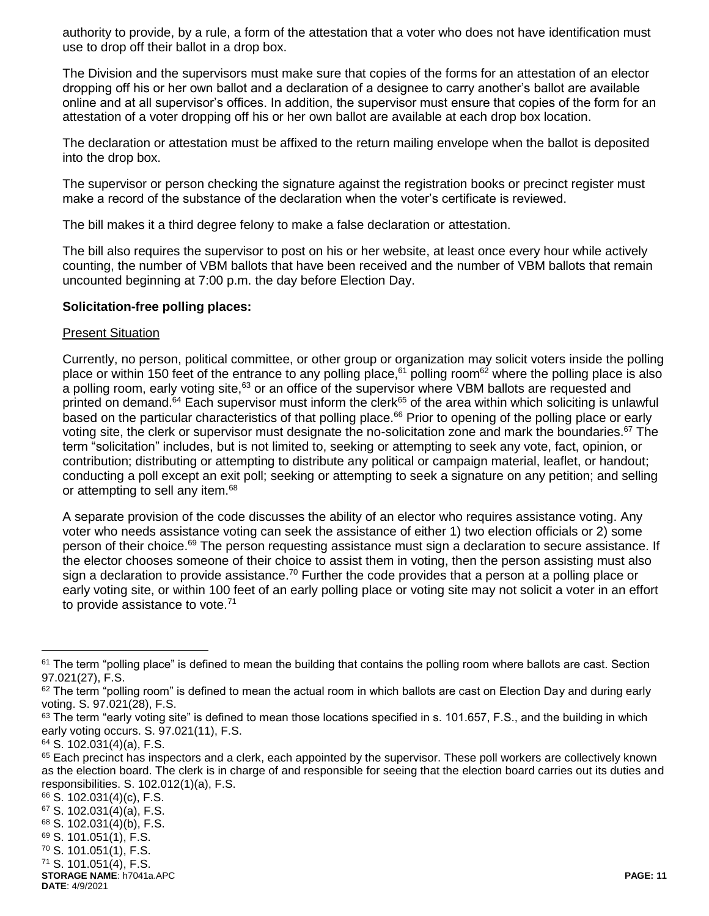authority to provide, by a rule, a form of the attestation that a voter who does not have identification must use to drop off their ballot in a drop box.

The Division and the supervisors must make sure that copies of the forms for an attestation of an elector dropping off his or her own ballot and a declaration of a designee to carry another's ballot are available online and at all supervisor's offices. In addition, the supervisor must ensure that copies of the form for an attestation of a voter dropping off his or her own ballot are available at each drop box location.

The declaration or attestation must be affixed to the return mailing envelope when the ballot is deposited into the drop box.

The supervisor or person checking the signature against the registration books or precinct register must make a record of the substance of the declaration when the voter's certificate is reviewed.

The bill makes it a third degree felony to make a false declaration or attestation.

The bill also requires the supervisor to post on his or her website, at least once every hour while actively counting, the number of VBM ballots that have been received and the number of VBM ballots that remain uncounted beginning at 7:00 p.m. the day before Election Day.

**Solicitation-free polling places:**

Present Situation

Currently, no person, political committee, or other group or organization may solicit voters inside the polling place or within 150 feet of the entrance to any polling place,[61] polling room[62] where the polling place is also a polling room, early voting site,[63] or an office of the supervisor where VBM ballots are requested and printed on demand.[64] Each supervisor must inform the clerk[65] of the area within which soliciting is unlawful based on the particular characteristics of that polling place.[66] Prior to opening of the polling place or early voting site, the clerk or supervisor must designate the no-solicitation zone and mark the boundaries.[67] The term "solicitation" includes, but is not limited to, seeking or attempting to seek any vote, fact, opinion, or contribution; distributing or attempting to distribute any political or campaign material, leaflet, or handout; conducting a poll except an exit poll; seeking or attempting to seek a signature on any petition; and selling or attempting to sell any item.[68]

A separate provision of the code discusses the ability of an elector who requires assistance voting. Any voter who needs assistance voting can seek the assistance of either 1) two election officials or 2) some person of their choice.[69] The person requesting assistance must sign a declaration to secure assistance. If the elector chooses someone of their choice to assist them in voting, then the person assisting must also sign a declaration to provide assistance.[70] Further the code provides that a person at a polling place or early voting site, or within 100 feet of an early polling place or voting site may not solicit a voter in an effort to provide assistance to vote.[71]

---

[61] The term "polling place" is defined to mean the building that contains the polling room where ballots are cast. Section 97.021(27), F.S.

[62] The term "polling room" is defined to mean the actual room in which ballots are cast on Election Day and during early voting. S. 97.021(28), F.S.

[63] The term "early voting site" is defined to mean those locations specified in s. 101.657, F.S., and the building in which early voting occurs. S. 97.021(11), F.S.

[64] S. 102.031(4)(a), F.S.

[65] Each precinct has inspectors and a clerk, each appointed by the supervisor. These poll workers are collectively known as the election board. The clerk is in charge of and responsible for seeing that the election board carries out its duties and responsibilities. S. 102.012(1)(a), F.S.

[66] S. 102.031(4)(c), F.S.

[67] S. 102.031(4)(a), F.S.

[68] S. 102.031(4)(b), F.S.

[69] S. 101.051(1), F.S.

[70] S. 101.051(1), F.S.

[71] S. 101.051(4), F.S.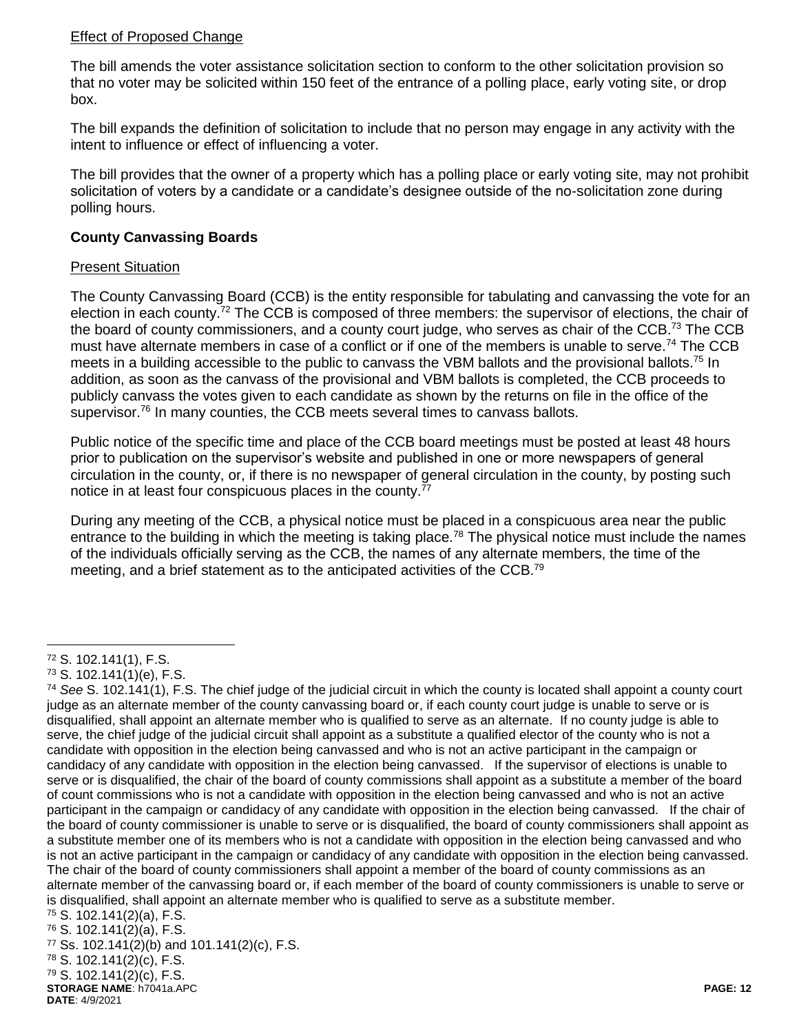Effect of Proposed Change

The bill amends the voter assistance solicitation section to conform to the other solicitation provision so that no voter may be solicited within 150 feet of the entrance of a polling place, early voting site, or drop box.

The bill expands the definition of solicitation to include that no person may engage in any activity with the intent to influence or effect of influencing a voter.

The bill provides that the owner of a property which has a polling place or early voting site, may not prohibit solicitation of voters by a candidate or a candidate's designee outside of the no-solicitation zone during polling hours.

**County Canvassing Boards**

Present Situation

The County Canvassing Board (CCB) is the entity responsible for tabulating and canvassing the vote for an election in each county.[72] The CCB is composed of three members: the supervisor of elections, the chair of the board of county commissioners, and a county court judge, who serves as chair of the CCB.[73] The CCB must have alternate members in case of a conflict or if one of the members is unable to serve.[74] The CCB meets in a building accessible to the public to canvass the VBM ballots and the provisional ballots.[75] In addition, as soon as the canvass of the provisional and VBM ballots is completed, the CCB proceeds to publicly canvass the votes given to each candidate as shown by the returns on file in the office of the supervisor.[76] In many counties, the CCB meets several times to canvass ballots.

Public notice of the specific time and place of the CCB board meetings must be posted at least 48 hours prior to publication on the supervisor's website and published in one or more newspapers of general circulation in the county, or, if there is no newspaper of general circulation in the county, by posting such notice in at least four conspicuous places in the county.[77]

During any meeting of the CCB, a physical notice must be placed in a conspicuous area near the public entrance to the building in which the meeting is taking place.[78] The physical notice must include the names of the individuals officially serving as the CCB, the names of any alternate members, the time of the meeting, and a brief statement as to the anticipated activities of the CCB.[79]

---

[72] S. 102.141(1), F.S.

[73] S. 102.141(1)(e), F.S.

[74] *See* S. 102.141(1), F.S. The chief judge of the judicial circuit in which the county is located shall appoint a county court judge as an alternate member of the county canvassing board or, if each county court judge is unable to serve or is disqualified, shall appoint an alternate member who is qualified to serve as an alternate. If no county judge is able to serve, the chief judge of the judicial circuit shall appoint as a substitute a qualified elector of the county who is not a candidate with opposition in the election being canvassed and who is not an active participant in the campaign or candidacy of any candidate with opposition in the election being canvassed. If the supervisor of elections is unable to serve or is disqualified, the chair of the board of county commissions shall appoint as a substitute a member of the board of count commissions who is not a candidate with opposition in the election being canvassed and who is not an active participant in the campaign or candidacy of any candidate with opposition in the election being canvassed. If the chair of the board of county commissioner is unable to serve or is disqualified, the board of county commissioners shall appoint as a substitute member one of its members who is not a candidate with opposition in the election being canvassed and who is not an active participant in the campaign or candidacy of any candidate with opposition in the election being canvassed. The chair of the board of county commissioners shall appoint a member of the board of county commissions as an alternate member of the canvassing board or, if each member of the board of county commissioners is unable to serve or is disqualified, shall appoint an alternate member who is qualified to serve as a substitute member.

[75] S. 102.141(2)(a), F.S.

[76] S. 102.141(2)(a), F.S.

[77] Ss. 102.141(2)(b) and 101.141(2)(c), F.S.

[78] S. 102.141(2)(c), F.S.

[79] S. 102.141(2)(c), F.S.

**STORAGE NAME**: h7041a.APC
**DATE**: 4/9/2021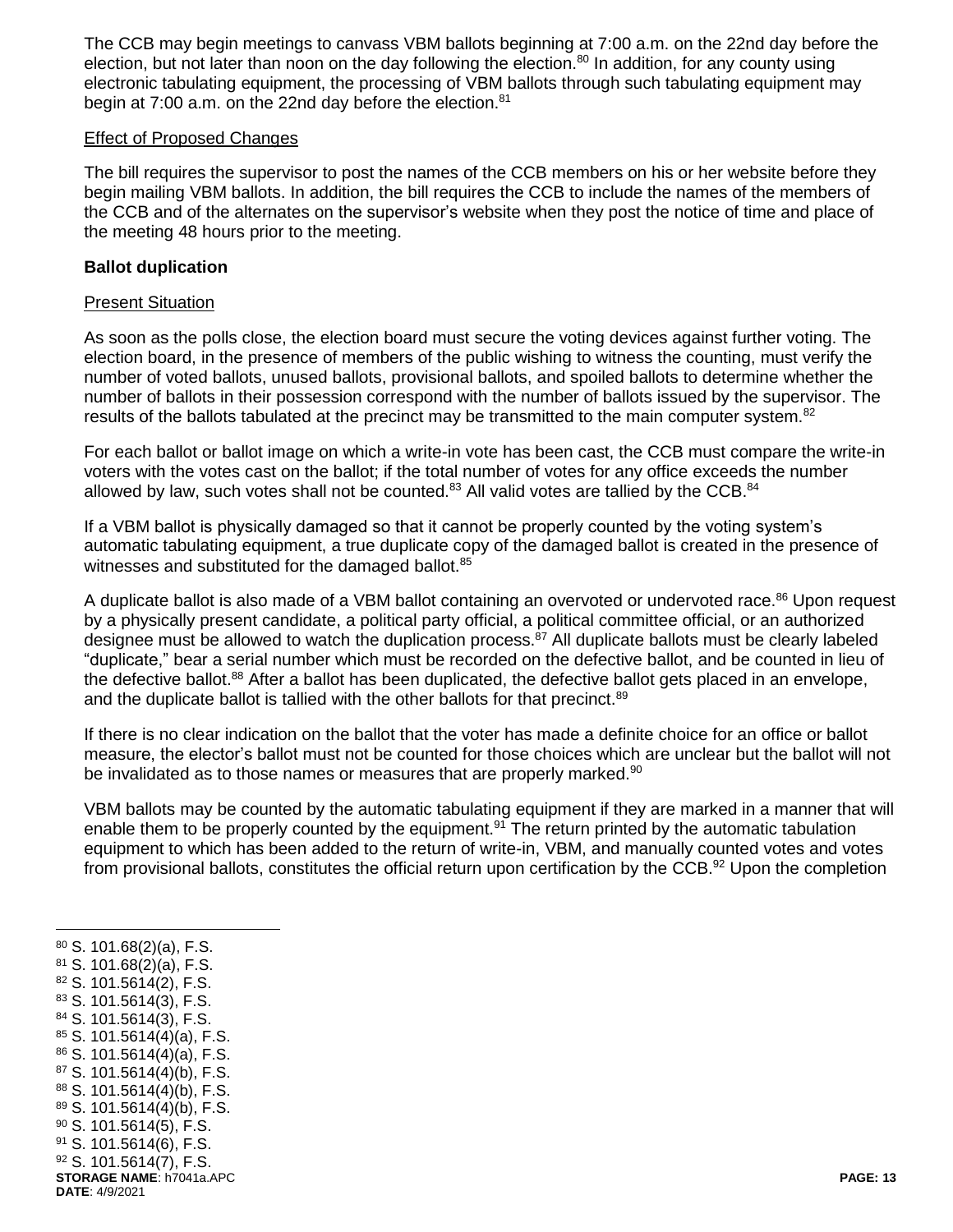The CCB may begin meetings to canvass VBM ballots beginning at 7:00 a.m. on the 22nd day before the election, but not later than noon on the day following the election.[80] In addition, for any county using electronic tabulating equipment, the processing of VBM ballots through such tabulating equipment may begin at 7:00 a.m. on the 22nd day before the election.[81]

Effect of Proposed Changes

The bill requires the supervisor to post the names of the CCB members on his or her website before they begin mailing VBM ballots. In addition, the bill requires the CCB to include the names of the members of the CCB and of the alternates on the supervisor's website when they post the notice of time and place of the meeting 48 hours prior to the meeting.

**Ballot duplication**

Present Situation

As soon as the polls close, the election board must secure the voting devices against further voting. The election board, in the presence of members of the public wishing to witness the counting, must verify the number of voted ballots, unused ballots, provisional ballots, and spoiled ballots to determine whether the number of ballots in their possession correspond with the number of ballots issued by the supervisor. The results of the ballots tabulated at the precinct may be transmitted to the main computer system.[82]

For each ballot or ballot image on which a write-in vote has been cast, the CCB must compare the write-in voters with the votes cast on the ballot; if the total number of votes for any office exceeds the number allowed by law, such votes shall not be counted.[83] All valid votes are tallied by the CCB.[84]

If a VBM ballot is physically damaged so that it cannot be properly counted by the voting system's automatic tabulating equipment, a true duplicate copy of the damaged ballot is created in the presence of witnesses and substituted for the damaged ballot.[85]

A duplicate ballot is also made of a VBM ballot containing an overvoted or undervoted race.[86] Upon request by a physically present candidate, a political party official, a political committee official, or an authorized designee must be allowed to watch the duplication process.[87] All duplicate ballots must be clearly labeled "duplicate," bear a serial number which must be recorded on the defective ballot, and be counted in lieu of the defective ballot.[88] After a ballot has been duplicated, the defective ballot gets placed in an envelope, and the duplicate ballot is tallied with the other ballots for that precinct.[89]

If there is no clear indication on the ballot that the voter has made a definite choice for an office or ballot measure, the elector's ballot must not be counted for those choices which are unclear but the ballot will not be invalidated as to those names or measures that are properly marked.[90]

VBM ballots may be counted by the automatic tabulating equipment if they are marked in a manner that will enable them to be properly counted by the equipment.[91] The return printed by the automatic tabulation equipment to which has been added to the return of write-in, VBM, and manually counted votes and votes from provisional ballots, constitutes the official return upon certification by the CCB.[92] Upon the completion

---

[80] S. 101.68(2)(a), F.S.
[81] S. 101.68(2)(a), F.S.
[82] S. 101.5614(2), F.S.
[83] S. 101.5614(3), F.S.
[84] S. 101.5614(3), F.S.
[85] S. 101.5614(4)(a), F.S.
[86] S. 101.5614(4)(a), F.S.
[87] S. 101.5614(4)(b), F.S.
[88] S. 101.5614(4)(b), F.S.
[89] S. 101.5614(4)(b), F.S.
[90] S. 101.5614(5), F.S.
[91] S. 101.5614(6), F.S.
[92] S. 101.5614(7), F.S.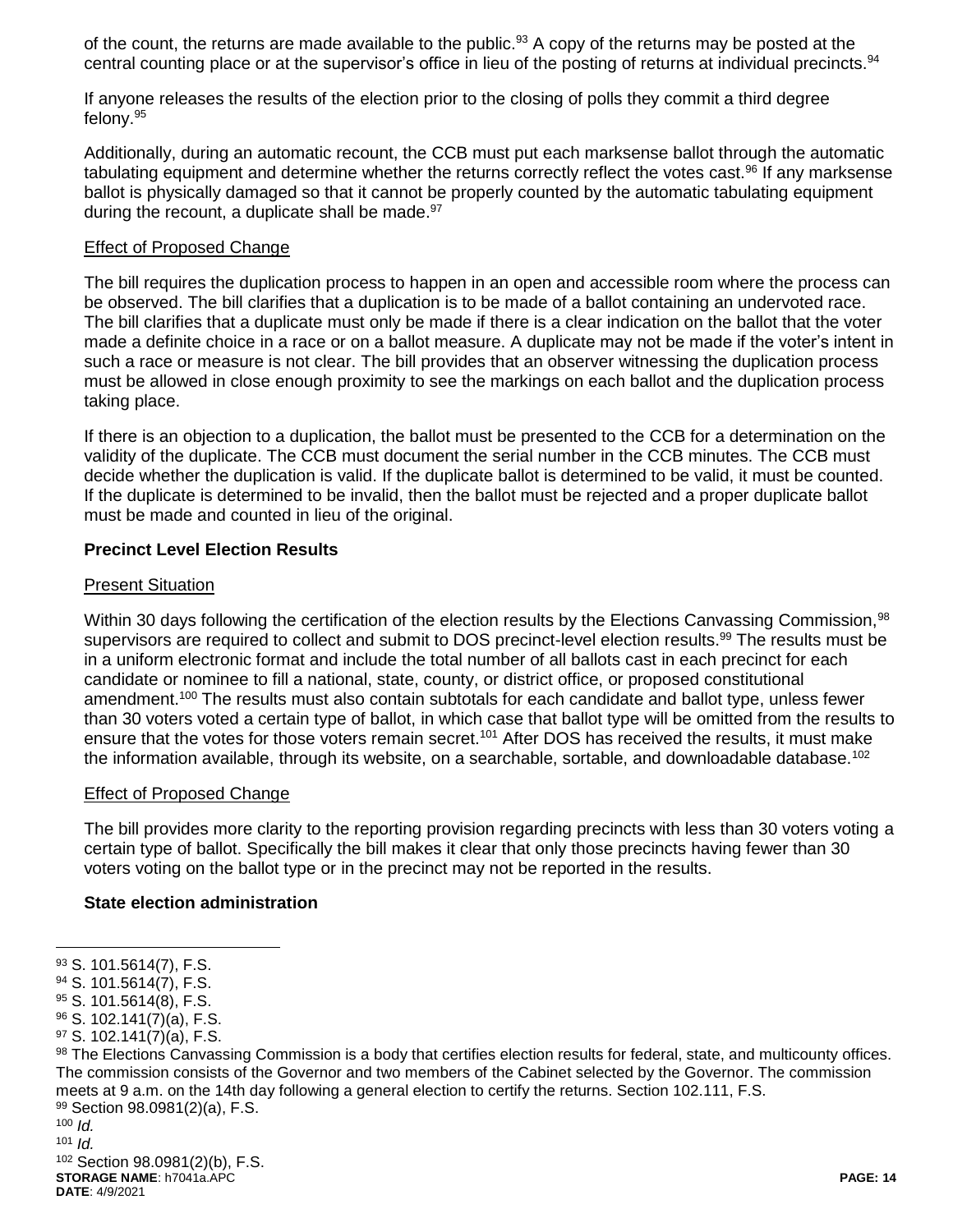of the count, the returns are made available to the public.[93] A copy of the returns may be posted at the central counting place or at the supervisor's office in lieu of the posting of returns at individual precincts.[94]

If anyone releases the results of the election prior to the closing of polls they commit a third degree felony.[95]

Additionally, during an automatic recount, the CCB must put each marksense ballot through the automatic tabulating equipment and determine whether the returns correctly reflect the votes cast.[96] If any marksense ballot is physically damaged so that it cannot be properly counted by the automatic tabulating equipment during the recount, a duplicate shall be made.[97]

Effect of Proposed Change

The bill requires the duplication process to happen in an open and accessible room where the process can be observed. The bill clarifies that a duplication is to be made of a ballot containing an undervoted race. The bill clarifies that a duplicate must only be made if there is a clear indication on the ballot that the voter made a definite choice in a race or on a ballot measure. A duplicate may not be made if the voter's intent in such a race or measure is not clear. The bill provides that an observer witnessing the duplication process must be allowed in close enough proximity to see the markings on each ballot and the duplication process taking place.

If there is an objection to a duplication, the ballot must be presented to the CCB for a determination on the validity of the duplicate. The CCB must document the serial number in the CCB minutes. The CCB must decide whether the duplication is valid. If the duplicate ballot is determined to be valid, it must be counted. If the duplicate is determined to be invalid, then the ballot must be rejected and a proper duplicate ballot must be made and counted in lieu of the original.

**Precinct Level Election Results**

Present Situation

Within 30 days following the certification of the election results by the Elections Canvassing Commission,[98] supervisors are required to collect and submit to DOS precinct-level election results.[99] The results must be in a uniform electronic format and include the total number of all ballots cast in each precinct for each candidate or nominee to fill a national, state, county, or district office, or proposed constitutional amendment.[100] The results must also contain subtotals for each candidate and ballot type, unless fewer than 30 voters voted a certain type of ballot, in which case that ballot type will be omitted from the results to ensure that the votes for those voters remain secret.[101] After DOS has received the results, it must make the information available, through its website, on a searchable, sortable, and downloadable database.[102]

Effect of Proposed Change

The bill provides more clarity to the reporting provision regarding precincts with less than 30 voters voting a certain type of ballot. Specifically the bill makes it clear that only those precincts having fewer than 30 voters voting on the ballot type or in the precinct may not be reported in the results.

**State election administration**

---

[93] S. 101.5614(7), F.S.

[94] S. 101.5614(7), F.S.

[95] S. 101.5614(8), F.S.

[96] S. 102.141(7)(a), F.S.

[97] S. 102.141(7)(a), F.S.

[98] The Elections Canvassing Commission is a body that certifies election results for federal, state, and multicounty offices. The commission consists of the Governor and two members of the Cabinet selected by the Governor. The commission meets at 9 a.m. on the 14th day following a general election to certify the returns. Section 102.111, F.S.

[99] Section 98.0981(2)(a), F.S.

[100] *Id.*

[101] *Id.*

[102] Section 98.0981(2)(b), F.S.

**STORAGE NAME**: h7041a.APC
**DATE**: 4/9/2021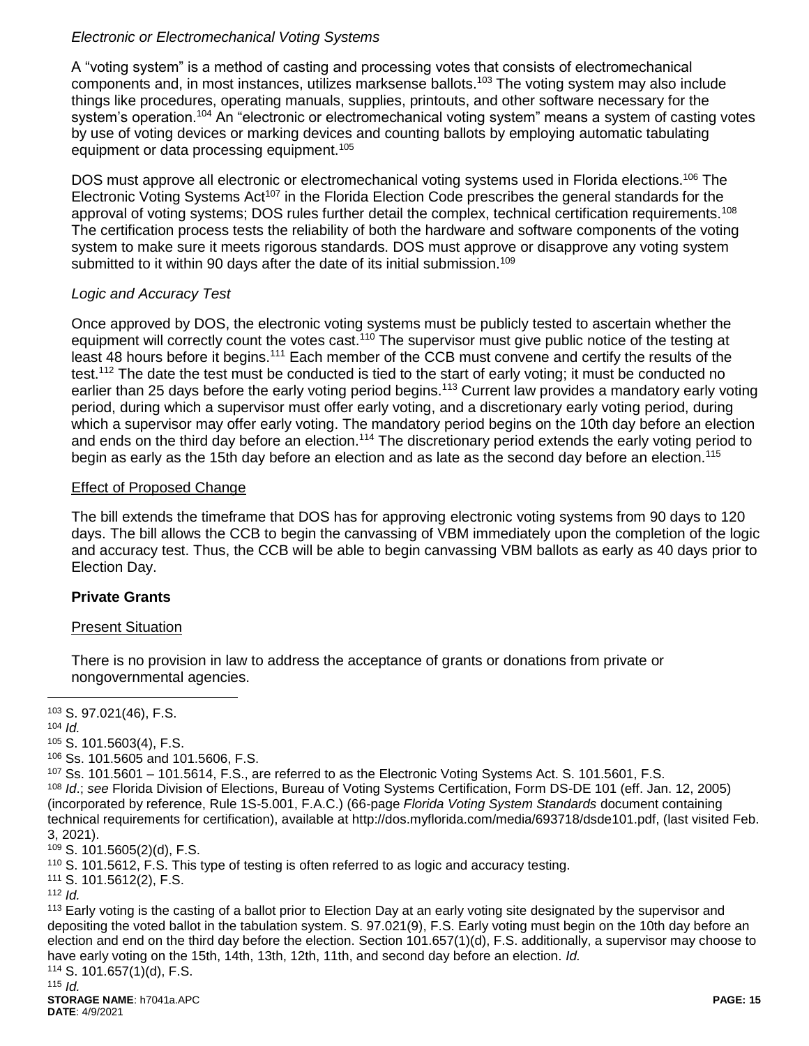*Electronic or Electromechanical Voting Systems*

A "voting system" is a method of casting and processing votes that consists of electromechanical components and, in most instances, utilizes marksense ballots.[103] The voting system may also include things like procedures, operating manuals, supplies, printouts, and other software necessary for the system's operation.[104] An "electronic or electromechanical voting system" means a system of casting votes by use of voting devices or marking devices and counting ballots by employing automatic tabulating equipment or data processing equipment.[105]

DOS must approve all electronic or electromechanical voting systems used in Florida elections.[106] The Electronic Voting Systems Act[107] in the Florida Election Code prescribes the general standards for the approval of voting systems; DOS rules further detail the complex, technical certification requirements.[108] The certification process tests the reliability of both the hardware and software components of the voting system to make sure it meets rigorous standards. DOS must approve or disapprove any voting system submitted to it within 90 days after the date of its initial submission.[109]

*Logic and Accuracy Test*

Once approved by DOS, the electronic voting systems must be publicly tested to ascertain whether the equipment will correctly count the votes cast.[110] The supervisor must give public notice of the testing at least 48 hours before it begins.[111] Each member of the CCB must convene and certify the results of the test.[112] The date the test must be conducted is tied to the start of early voting; it must be conducted no earlier than 25 days before the early voting period begins.[113] Current law provides a mandatory early voting period, during which a supervisor must offer early voting, and a discretionary early voting period, during which a supervisor may offer early voting. The mandatory period begins on the 10th day before an election and ends on the third day before an election.[114] The discretionary period extends the early voting period to begin as early as the 15th day before an election and as late as the second day before an election.[115]

<u>Effect of Proposed Change</u>

The bill extends the timeframe that DOS has for approving electronic voting systems from 90 days to 120 days. The bill allows the CCB to begin the canvassing of VBM immediately upon the completion of the logic and accuracy test. Thus, the CCB will be able to begin canvassing VBM ballots as early as 40 days prior to Election Day.

**Private Grants**

<u>Present Situation</u>

There is no provision in law to address the acceptance of grants or donations from private or nongovernmental agencies.

---

[103] S. 97.021(46), F.S.

[104] *Id.*

[105] S. 101.5603(4), F.S.

[106] Ss. 101.5605 and 101.5606, F.S.

[107] Ss. 101.5601 – 101.5614, F.S., are referred to as the Electronic Voting Systems Act. S. 101.5601, F.S.

[108] *Id*.; *see* Florida Division of Elections, Bureau of Voting Systems Certification, Form DS-DE 101 (eff. Jan. 12, 2005) (incorporated by reference, Rule 1S-5.001, F.A.C.) (66-page *Florida Voting System Standards* document containing technical requirements for certification), available at http://dos.myflorida.com/media/693718/dsde101.pdf, (last visited Feb. 3, 2021).

[109] S. 101.5605(2)(d), F.S.

[110] S. 101.5612, F.S. This type of testing is often referred to as logic and accuracy testing.

[111] S. 101.5612(2), F.S.

[112] *Id.*

[113] Early voting is the casting of a ballot prior to Election Day at an early voting site designated by the supervisor and depositing the voted ballot in the tabulation system. S. 97.021(9), F.S. Early voting must begin on the 10th day before an election and end on the third day before the election. Section 101.657(1)(d), F.S. additionally, a supervisor may choose to have early voting on the 15th, 14th, 13th, 12th, 11th, and second day before an election. *Id.*

[114] S. 101.657(1)(d), F.S.

[115] *Id.*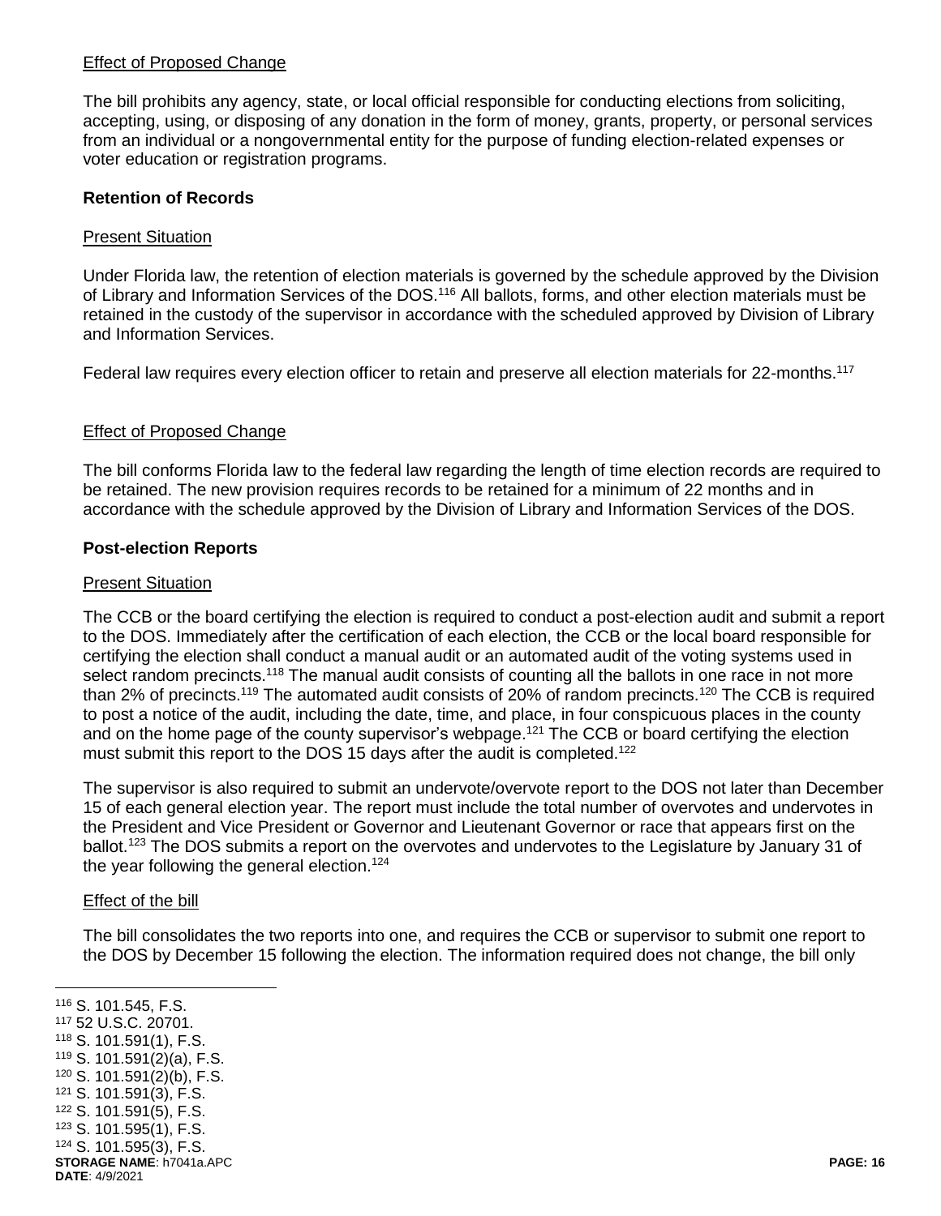Effect of Proposed Change

The bill prohibits any agency, state, or local official responsible for conducting elections from soliciting, accepting, using, or disposing of any donation in the form of money, grants, property, or personal services from an individual or a nongovernmental entity for the purpose of funding election-related expenses or voter education or registration programs.

**Retention of Records**

Present Situation

Under Florida law, the retention of election materials is governed by the schedule approved by the Division of Library and Information Services of the DOS.[116] All ballots, forms, and other election materials must be retained in the custody of the supervisor in accordance with the scheduled approved by Division of Library and Information Services.

Federal law requires every election officer to retain and preserve all election materials for 22-months.[117]

Effect of Proposed Change

The bill conforms Florida law to the federal law regarding the length of time election records are required to be retained. The new provision requires records to be retained for a minimum of 22 months and in accordance with the schedule approved by the Division of Library and Information Services of the DOS.

**Post-election Reports**

Present Situation

The CCB or the board certifying the election is required to conduct a post-election audit and submit a report to the DOS. Immediately after the certification of each election, the CCB or the local board responsible for certifying the election shall conduct a manual audit or an automated audit of the voting systems used in select random precincts.[118] The manual audit consists of counting all the ballots in one race in not more than 2% of precincts.[119] The automated audit consists of 20% of random precincts.[120] The CCB is required to post a notice of the audit, including the date, time, and place, in four conspicuous places in the county and on the home page of the county supervisor's webpage.[121] The CCB or board certifying the election must submit this report to the DOS 15 days after the audit is completed.[122]

The supervisor is also required to submit an undervote/overvote report to the DOS not later than December 15 of each general election year. The report must include the total number of overvotes and undervotes in the President and Vice President or Governor and Lieutenant Governor or race that appears first on the ballot.[123] The DOS submits a report on the overvotes and undervotes to the Legislature by January 31 of the year following the general election.[124]

Effect of the bill

The bill consolidates the two reports into one, and requires the CCB or supervisor to submit one report to the DOS by December 15 following the election. The information required does not change, the bill only

---

[116] S. 101.545, F.S.
[117] 52 U.S.C. 20701.
[118] S. 101.591(1), F.S.
[119] S. 101.591(2)(a), F.S.
[120] S. 101.591(2)(b), F.S.
[121] S. 101.591(3), F.S.
[122] S. 101.591(5), F.S.
[123] S. 101.595(1), F.S.
[124] S. 101.595(3), F.S.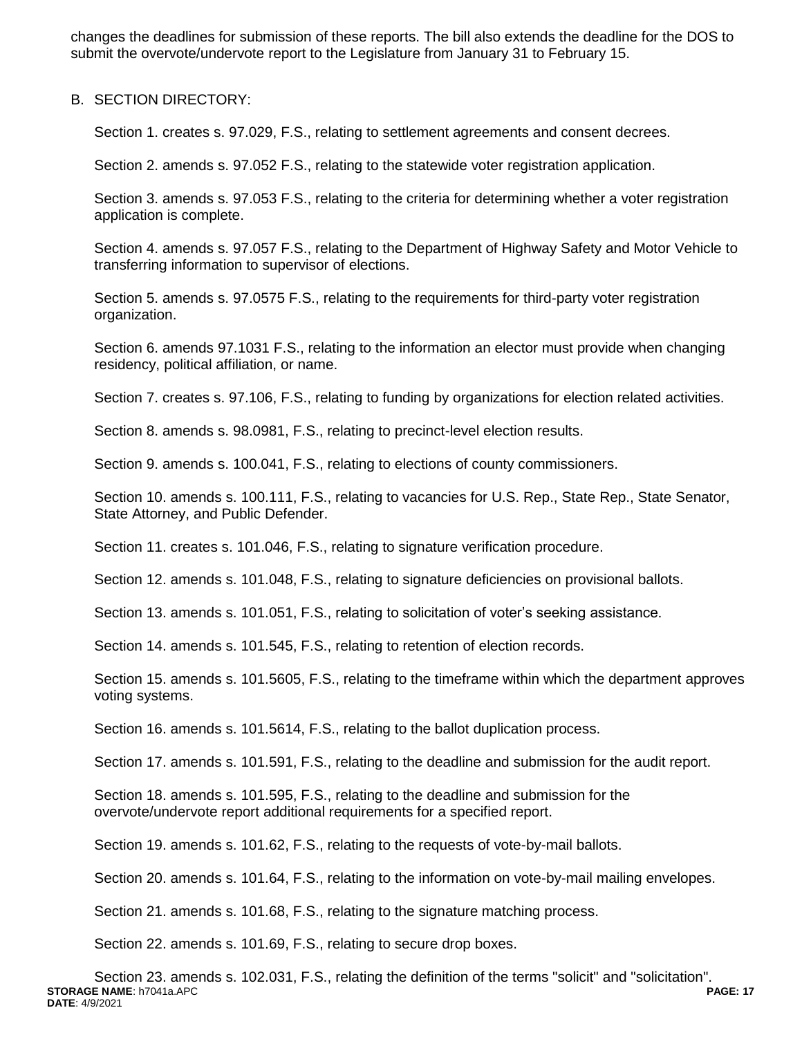changes the deadlines for submission of these reports. The bill also extends the deadline for the DOS to submit the overvote/undervote report to the Legislature from January 31 to February 15.

B. SECTION DIRECTORY:

Section 1. creates s. 97.029, F.S., relating to settlement agreements and consent decrees.

Section 2. amends s. 97.052 F.S., relating to the statewide voter registration application.

Section 3. amends s. 97.053 F.S., relating to the criteria for determining whether a voter registration application is complete.

Section 4. amends s. 97.057 F.S., relating to the Department of Highway Safety and Motor Vehicle to transferring information to supervisor of elections.

Section 5. amends s. 97.0575 F.S., relating to the requirements for third-party voter registration organization.

Section 6. amends 97.1031 F.S., relating to the information an elector must provide when changing residency, political affiliation, or name.

Section 7. creates s. 97.106, F.S., relating to funding by organizations for election related activities.

Section 8. amends s. 98.0981, F.S., relating to precinct-level election results.

Section 9. amends s. 100.041, F.S., relating to elections of county commissioners.

Section 10. amends s. 100.111, F.S., relating to vacancies for U.S. Rep., State Rep., State Senator, State Attorney, and Public Defender.

Section 11. creates s. 101.046, F.S., relating to signature verification procedure.

Section 12. amends s. 101.048, F.S., relating to signature deficiencies on provisional ballots.

Section 13. amends s. 101.051, F.S., relating to solicitation of voter's seeking assistance.

Section 14. amends s. 101.545, F.S., relating to retention of election records.

Section 15. amends s. 101.5605, F.S., relating to the timeframe within which the department approves voting systems.

Section 16. amends s. 101.5614, F.S., relating to the ballot duplication process.

Section 17. amends s. 101.591, F.S., relating to the deadline and submission for the audit report.

Section 18. amends s. 101.595, F.S., relating to the deadline and submission for the overvote/undervote report additional requirements for a specified report.

Section 19. amends s. 101.62, F.S., relating to the requests of vote-by-mail ballots.

Section 20. amends s. 101.64, F.S., relating to the information on vote-by-mail mailing envelopes.

Section 21. amends s. 101.68, F.S., relating to the signature matching process.

Section 22. amends s. 101.69, F.S., relating to secure drop boxes.

Section 23. amends s. 102.031, F.S., relating the definition of the terms "solicit" and "solicitation".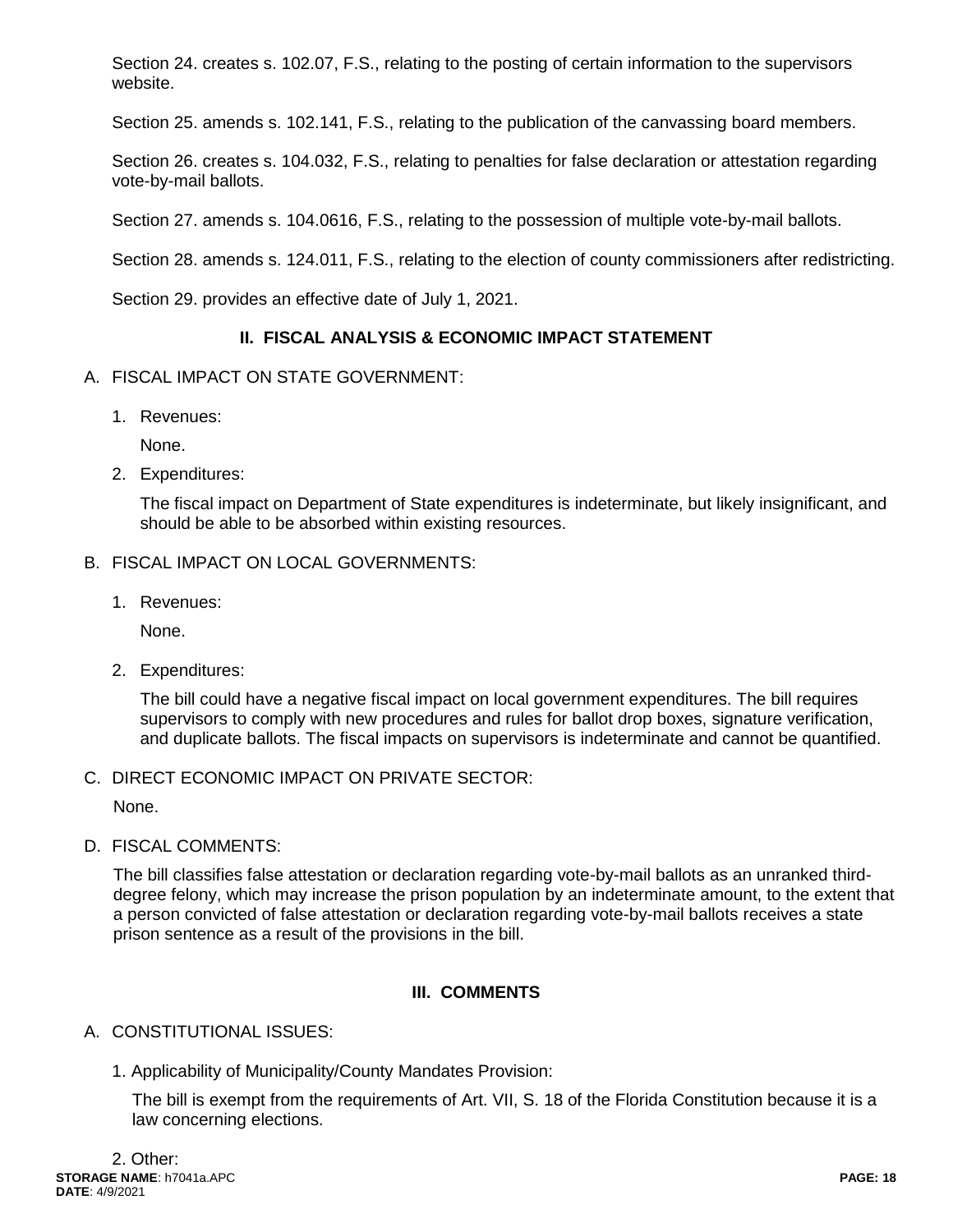Section 24. creates s. 102.07, F.S., relating to the posting of certain information to the supervisors website.

Section 25. amends s. 102.141, F.S., relating to the publication of the canvassing board members.

Section 26. creates s. 104.032, F.S., relating to penalties for false declaration or attestation regarding vote-by-mail ballots.

Section 27. amends s. 104.0616, F.S., relating to the possession of multiple vote-by-mail ballots.

Section 28. amends s. 124.011, F.S., relating to the election of county commissioners after redistricting.

Section 29. provides an effective date of July 1, 2021.

## II. FISCAL ANALYSIS & ECONOMIC IMPACT STATEMENT

A. FISCAL IMPACT ON STATE GOVERNMENT:

1. Revenues:

   None.

2. Expenditures:

   The fiscal impact on Department of State expenditures is indeterminate, but likely insignificant, and should be able to be absorbed within existing resources.

B. FISCAL IMPACT ON LOCAL GOVERNMENTS:

1. Revenues:

   None.

2. Expenditures:

   The bill could have a negative fiscal impact on local government expenditures. The bill requires supervisors to comply with new procedures and rules for ballot drop boxes, signature verification, and duplicate ballots. The fiscal impacts on supervisors is indeterminate and cannot be quantified.

C. DIRECT ECONOMIC IMPACT ON PRIVATE SECTOR:

   None.

D. FISCAL COMMENTS:

   The bill classifies false attestation or declaration regarding vote-by-mail ballots as an unranked third-degree felony, which may increase the prison population by an indeterminate amount, to the extent that a person convicted of false attestation or declaration regarding vote-by-mail ballots receives a state prison sentence as a result of the provisions in the bill.

## III. COMMENTS

A. CONSTITUTIONAL ISSUES:

1. Applicability of Municipality/County Mandates Provision:

   The bill is exempt from the requirements of Art. VII, S. 18 of the Florida Constitution because it is a law concerning elections.

2. Other: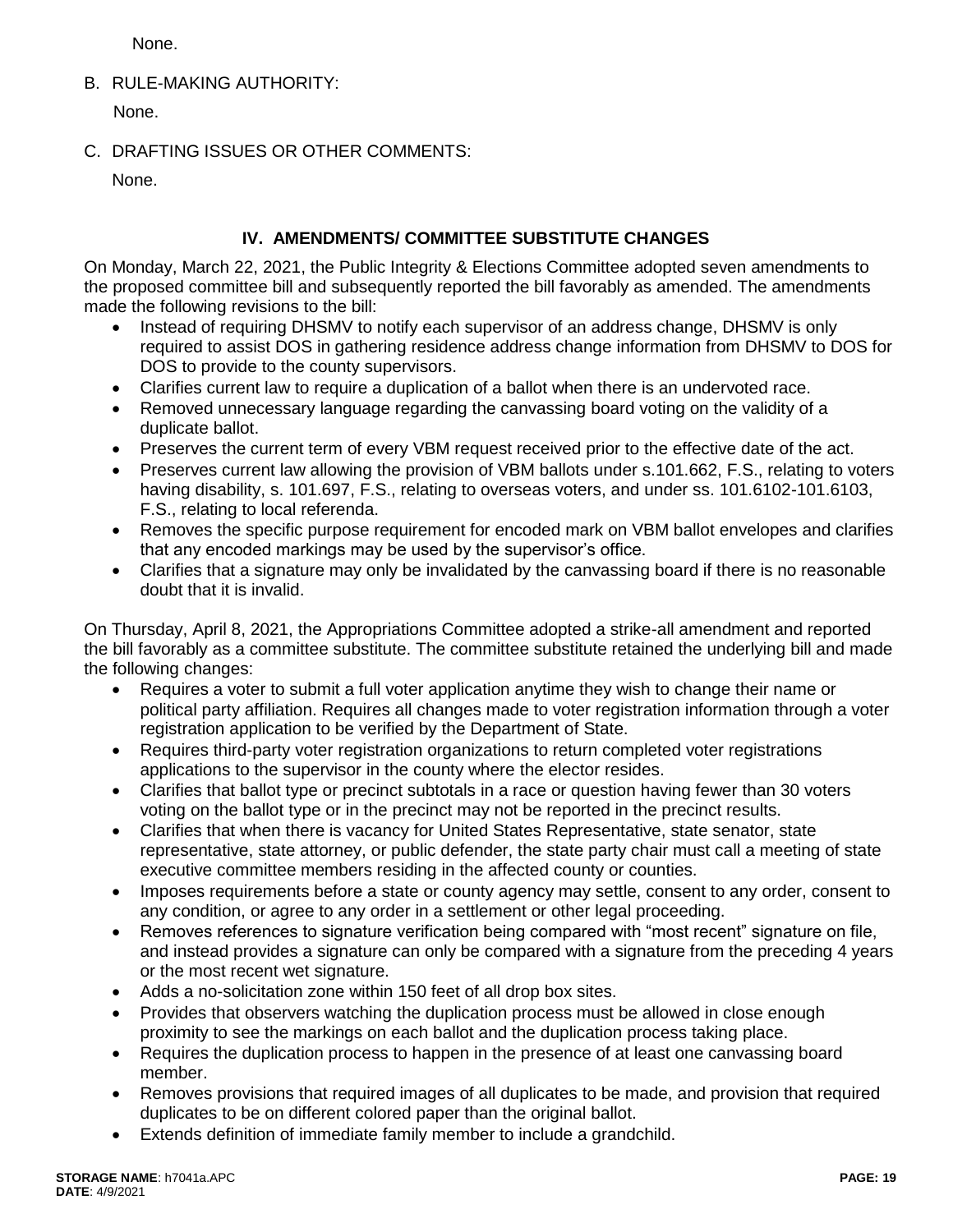None.

B. RULE-MAKING AUTHORITY:

None.

C. DRAFTING ISSUES OR OTHER COMMENTS:

None.

## IV. AMENDMENTS/ COMMITTEE SUBSTITUTE CHANGES

On Monday, March 22, 2021, the Public Integrity & Elections Committee adopted seven amendments to the proposed committee bill and subsequently reported the bill favorably as amended. The amendments made the following revisions to the bill:

- Instead of requiring DHSMV to notify each supervisor of an address change, DHSMV is only required to assist DOS in gathering residence address change information from DHSMV to DOS for DOS to provide to the county supervisors.
- Clarifies current law to require a duplication of a ballot when there is an undervoted race.
- Removed unnecessary language regarding the canvassing board voting on the validity of a duplicate ballot.
- Preserves the current term of every VBM request received prior to the effective date of the act.
- Preserves current law allowing the provision of VBM ballots under s.101.662, F.S., relating to voters having disability, s. 101.697, F.S., relating to overseas voters, and under ss. 101.6102-101.6103, F.S., relating to local referenda.
- Removes the specific purpose requirement for encoded mark on VBM ballot envelopes and clarifies that any encoded markings may be used by the supervisor's office.
- Clarifies that a signature may only be invalidated by the canvassing board if there is no reasonable doubt that it is invalid.

On Thursday, April 8, 2021, the Appropriations Committee adopted a strike-all amendment and reported the bill favorably as a committee substitute. The committee substitute retained the underlying bill and made the following changes:

- Requires a voter to submit a full voter application anytime they wish to change their name or political party affiliation. Requires all changes made to voter registration information through a voter registration application to be verified by the Department of State.
- Requires third-party voter registration organizations to return completed voter registrations applications to the supervisor in the county where the elector resides.
- Clarifies that ballot type or precinct subtotals in a race or question having fewer than 30 voters voting on the ballot type or in the precinct may not be reported in the precinct results.
- Clarifies that when there is vacancy for United States Representative, state senator, state representative, state attorney, or public defender, the state party chair must call a meeting of state executive committee members residing in the affected county or counties.
- Imposes requirements before a state or county agency may settle, consent to any order, consent to any condition, or agree to any order in a settlement or other legal proceeding.
- Removes references to signature verification being compared with "most recent" signature on file, and instead provides a signature can only be compared with a signature from the preceding 4 years or the most recent wet signature.
- Adds a no-solicitation zone within 150 feet of all drop box sites.
- Provides that observers watching the duplication process must be allowed in close enough proximity to see the markings on each ballot and the duplication process taking place.
- Requires the duplication process to happen in the presence of at least one canvassing board member.
- Removes provisions that required images of all duplicates to be made, and provision that required duplicates to be on different colored paper than the original ballot.
- Extends definition of immediate family member to include a grandchild.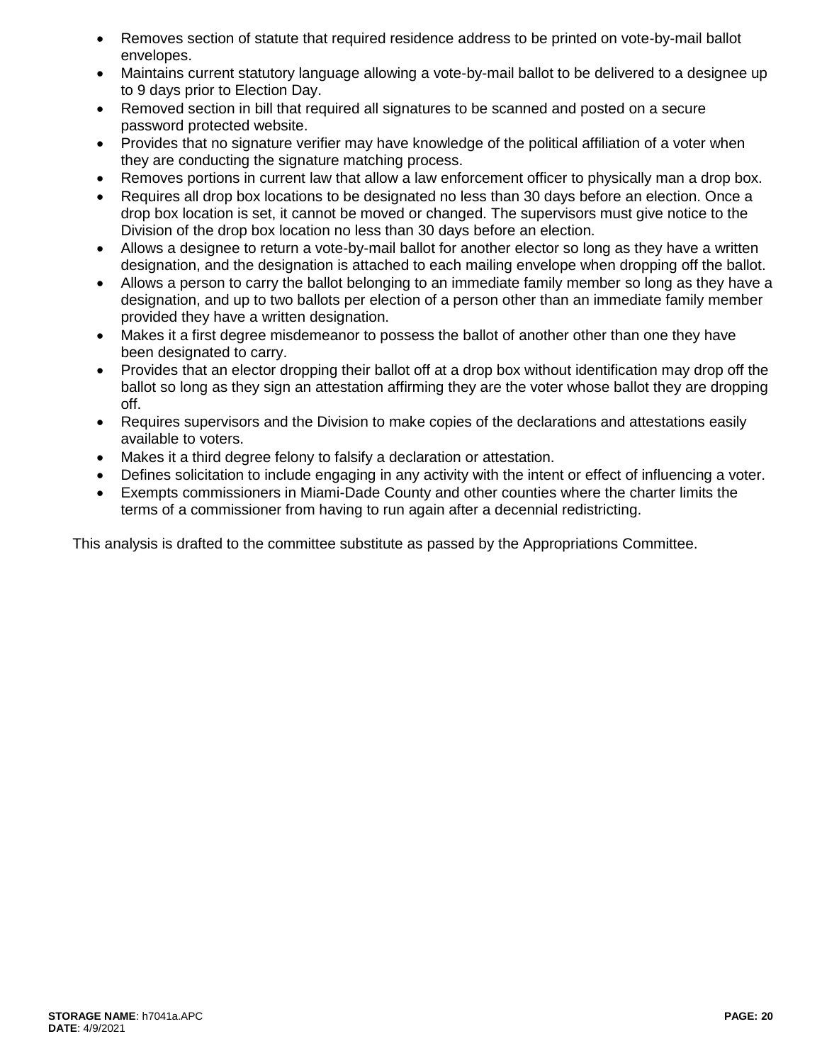- Removes section of statute that required residence address to be printed on vote-by-mail ballot envelopes.
- Maintains current statutory language allowing a vote-by-mail ballot to be delivered to a designee up to 9 days prior to Election Day.
- Removed section in bill that required all signatures to be scanned and posted on a secure password protected website.
- Provides that no signature verifier may have knowledge of the political affiliation of a voter when they are conducting the signature matching process.
- Removes portions in current law that allow a law enforcement officer to physically man a drop box.
- Requires all drop box locations to be designated no less than 30 days before an election. Once a drop box location is set, it cannot be moved or changed. The supervisors must give notice to the Division of the drop box location no less than 30 days before an election.
- Allows a designee to return a vote-by-mail ballot for another elector so long as they have a written designation, and the designation is attached to each mailing envelope when dropping off the ballot.
- Allows a person to carry the ballot belonging to an immediate family member so long as they have a designation, and up to two ballots per election of a person other than an immediate family member provided they have a written designation.
- Makes it a first degree misdemeanor to possess the ballot of another other than one they have been designated to carry.
- Provides that an elector dropping their ballot off at a drop box without identification may drop off the ballot so long as they sign an attestation affirming they are the voter whose ballot they are dropping off.
- Requires supervisors and the Division to make copies of the declarations and attestations easily available to voters.
- Makes it a third degree felony to falsify a declaration or attestation.
- Defines solicitation to include engaging in any activity with the intent or effect of influencing a voter.
- Exempts commissioners in Miami-Dade County and other counties where the charter limits the terms of a commissioner from having to run again after a decennial redistricting.

This analysis is drafted to the committee substitute as passed by the Appropriations Committee.